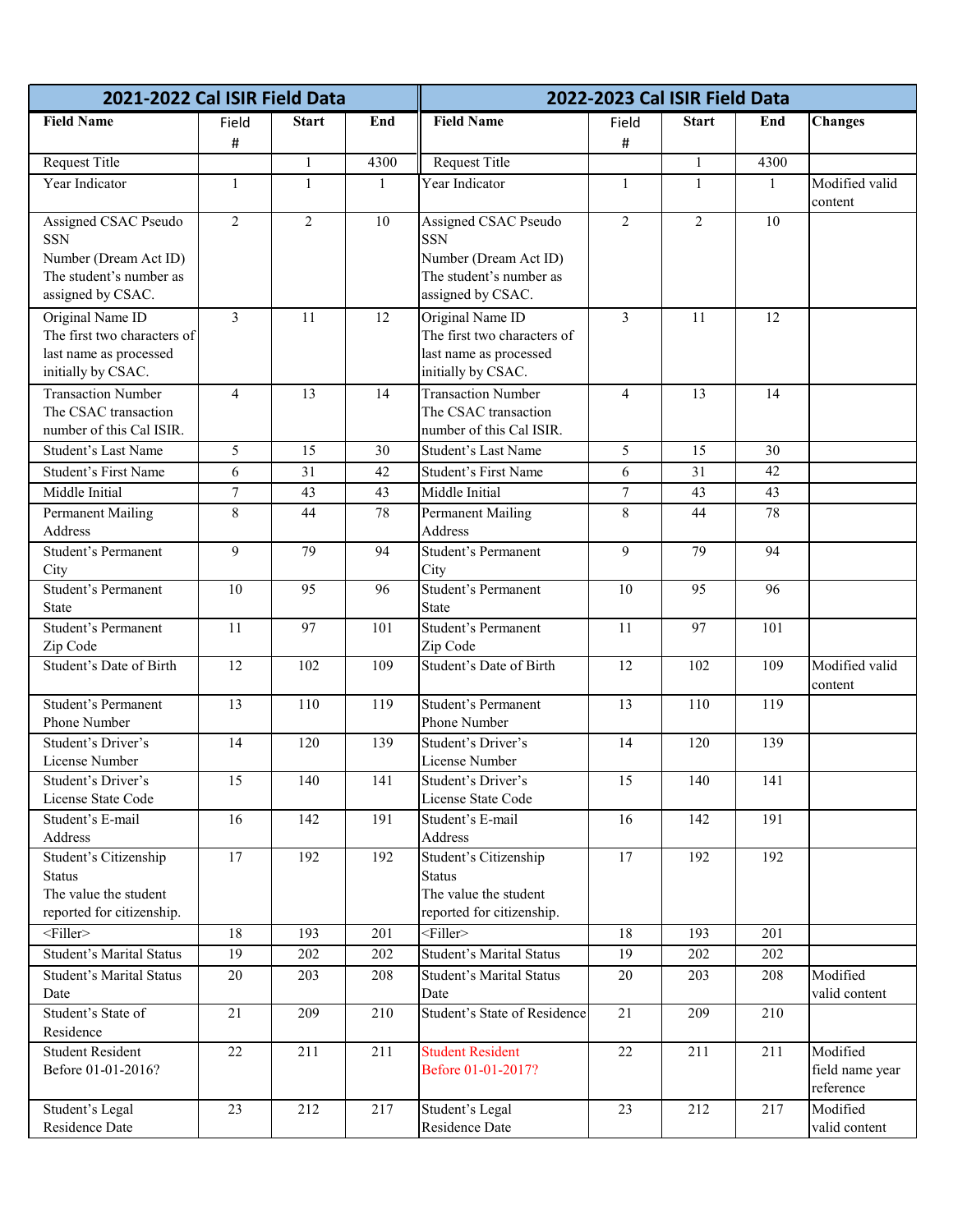| 2021-2022 Cal ISIR Field Data | | | | 2022-2023 Cal ISIR Field Data | | | | |
|---|---|---|---|---|---|---|---|---|
| **Field Name** | Field # | **Start** | **End** | **Field Name** | Field # | **Start** | **End** | **Changes** |
| Request Title | | 1 | 4300 | Request Title | | 1 | 4300 | |
| Year Indicator | 1 | 1 | 1 | Year Indicator | 1 | 1 | 1 | Modified valid content |
| Assigned CSAC Pseudo SSN Number (Dream Act ID) The student's number as assigned by CSAC. | 2 | 2 | 10 | Assigned CSAC Pseudo SSN Number (Dream Act ID) The student's number as assigned by CSAC. | 2 | 2 | 10 | |
| Original Name ID The first two characters of last name as processed initially by CSAC. | 3 | 11 | 12 | Original Name ID The first two characters of last name as processed initially by CSAC. | 3 | 11 | 12 | |
| Transaction Number The CSAC transaction number of this Cal ISIR. | 4 | 13 | 14 | Transaction Number The CSAC transaction number of this Cal ISIR. | 4 | 13 | 14 | |
| Student's Last Name | 5 | 15 | 30 | Student's Last Name | 5 | 15 | 30 | |
| Student's First Name | 6 | 31 | 42 | Student's First Name | 6 | 31 | 42 | |
| Middle Initial | 7 | 43 | 43 | Middle Initial | 7 | 43 | 43 | |
| Permanent Mailing Address | 8 | 44 | 78 | Permanent Mailing Address | 8 | 44 | 78 | |
| Student's Permanent City | 9 | 79 | 94 | Student's Permanent City | 9 | 79 | 94 | |
| Student's Permanent State | 10 | 95 | 96 | Student's Permanent State | 10 | 95 | 96 | |
| Student's Permanent Zip Code | 11 | 97 | 101 | Student's Permanent Zip Code | 11 | 97 | 101 | |
| Student's Date of Birth | 12 | 102 | 109 | Student's Date of Birth | 12 | 102 | 109 | Modified valid content |
| Student's Permanent Phone Number | 13 | 110 | 119 | Student's Permanent Phone Number | 13 | 110 | 119 | |
| Student's Driver's License Number | 14 | 120 | 139 | Student's Driver's License Number | 14 | 120 | 139 | |
| Student's Driver's License State Code | 15 | 140 | 141 | Student's Driver's License State Code | 15 | 140 | 141 | |
| Student's E-mail Address | 16 | 142 | 191 | Student's E-mail Address | 16 | 142 | 191 | |
| Student's Citizenship Status The value the student reported for citizenship. | 17 | 192 | 192 | Student's Citizenship Status The value the student reported for citizenship. | 17 | 192 | 192 | |
| <Filler> | 18 | 193 | 201 | <Filler> | 18 | 193 | 201 | |
| Student's Marital Status | 19 | 202 | 202 | Student's Marital Status | 19 | 202 | 202 | |
| Student's Marital Status Date | 20 | 203 | 208 | Student's Marital Status Date | 20 | 203 | 208 | Modified valid content |
| Student's State of Residence | 21 | 209 | 210 | Student's State of Residence | 21 | 209 | 210 | |
| Student Resident Before 01-01-2016? | 22 | 211 | 211 | Student Resident Before 01-01-2017? | 22 | 211 | 211 | Modified field name year reference |
| Student's Legal Residence Date | 23 | 212 | 217 | Student's Legal Residence Date | 23 | 212 | 217 | Modified valid content |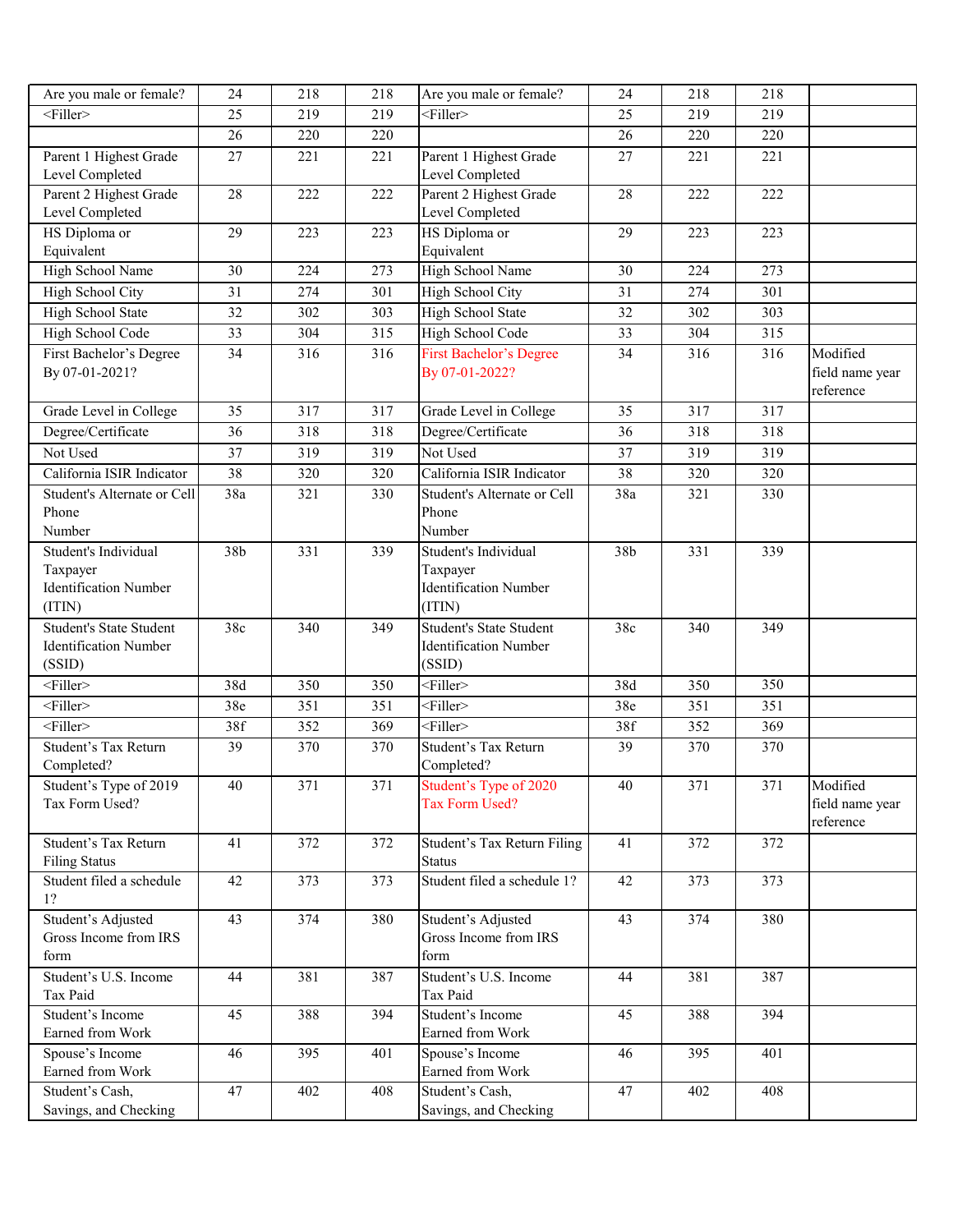| Are you male or female? | 24 | 218 | 218 | Are you male or female? | 24 | 218 | 218 | |
|---|---|---|---|---|---|---|---|---|
| <Filler> | 25 | 219 | 219 | <Filler> | 25 | 219 | 219 | |
| | 26 | 220 | 220 | | 26 | 220 | 220 | |
| Parent 1 Highest Grade Level Completed | 27 | 221 | 221 | Parent 1 Highest Grade Level Completed | 27 | 221 | 221 | |
| Parent 2 Highest Grade Level Completed | 28 | 222 | 222 | Parent 2 Highest Grade Level Completed | 28 | 222 | 222 | |
| HS Diploma or Equivalent | 29 | 223 | 223 | HS Diploma or Equivalent | 29 | 223 | 223 | |
| High School Name | 30 | 224 | 273 | High School Name | 30 | 224 | 273 | |
| High School City | 31 | 274 | 301 | High School City | 31 | 274 | 301 | |
| High School State | 32 | 302 | 303 | High School State | 32 | 302 | 303 | |
| High School Code | 33 | 304 | 315 | High School Code | 33 | 304 | 315 | |
| First Bachelor's Degree By 07-01-2021? | 34 | 316 | 316 | First Bachelor's Degree By 07-01-2022? | 34 | 316 | 316 | Modified field name year reference |
| Grade Level in College | 35 | 317 | 317 | Grade Level in College | 35 | 317 | 317 | |
| Degree/Certificate | 36 | 318 | 318 | Degree/Certificate | 36 | 318 | 318 | |
| Not Used | 37 | 319 | 319 | Not Used | 37 | 319 | 319 | |
| California ISIR Indicator | 38 | 320 | 320 | California ISIR Indicator | 38 | 320 | 320 | |
| Student's Alternate or Cell Phone Number | 38a | 321 | 330 | Student's Alternate or Cell Phone Number | 38a | 321 | 330 | |
| Student's Individual Taxpayer Identification Number (ITIN) | 38b | 331 | 339 | Student's Individual Taxpayer Identification Number (ITIN) | 38b | 331 | 339 | |
| Student's State Student Identification Number (SSID) | 38c | 340 | 349 | Student's State Student Identification Number (SSID) | 38c | 340 | 349 | |
| <Filler> | 38d | 350 | 350 | <Filler> | 38d | 350 | 350 | |
| <Filler> | 38e | 351 | 351 | <Filler> | 38e | 351 | 351 | |
| <Filler> | 38f | 352 | 369 | <Filler> | 38f | 352 | 369 | |
| Student's Tax Return Completed? | 39 | 370 | 370 | Student's Tax Return Completed? | 39 | 370 | 370 | |
| Student's Type of 2019 Tax Form Used? | 40 | 371 | 371 | Student's Type of 2020 Tax Form Used? | 40 | 371 | 371 | Modified field name year reference |
| Student's Tax Return Filing Status | 41 | 372 | 372 | Student's Tax Return Filing Status | 41 | 372 | 372 | |
| Student filed a schedule 1? | 42 | 373 | 373 | Student filed a schedule 1? | 42 | 373 | 373 | |
| Student's Adjusted Gross Income from IRS form | 43 | 374 | 380 | Student's Adjusted Gross Income from IRS form | 43 | 374 | 380 | |
| Student's U.S. Income Tax Paid | 44 | 381 | 387 | Student's U.S. Income Tax Paid | 44 | 381 | 387 | |
| Student's Income Earned from Work | 45 | 388 | 394 | Student's Income Earned from Work | 45 | 388 | 394 | |
| Spouse's Income Earned from Work | 46 | 395 | 401 | Spouse's Income Earned from Work | 46 | 395 | 401 | |
| Student's Cash, Savings, and Checking | 47 | 402 | 408 | Student's Cash, Savings, and Checking | 47 | 402 | 408 | |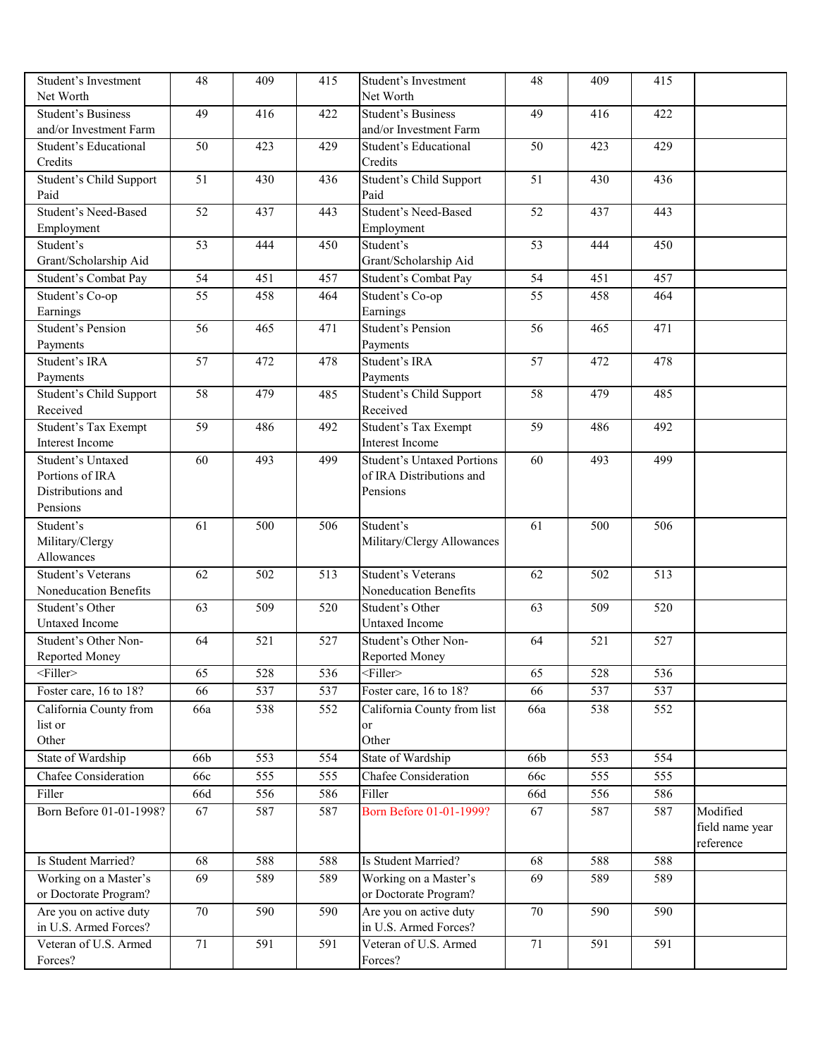| Student's Investment Net Worth | 48 | 409 | 415 | Student's Investment Net Worth | 48 | 409 | 415 | |
|---|---|---|---|---|---|---|---|---|
| Student's Business and/or Investment Farm | 49 | 416 | 422 | Student's Business and/or Investment Farm | 49 | 416 | 422 | |
| Student's Educational Credits | 50 | 423 | 429 | Student's Educational Credits | 50 | 423 | 429 | |
| Student's Child Support Paid | 51 | 430 | 436 | Student's Child Support Paid | 51 | 430 | 436 | |
| Student's Need-Based Employment | 52 | 437 | 443 | Student's Need-Based Employment | 52 | 437 | 443 | |
| Student's Grant/Scholarship Aid | 53 | 444 | 450 | Student's Grant/Scholarship Aid | 53 | 444 | 450 | |
| Student's Combat Pay | 54 | 451 | 457 | Student's Combat Pay | 54 | 451 | 457 | |
| Student's Co-op Earnings | 55 | 458 | 464 | Student's Co-op Earnings | 55 | 458 | 464 | |
| Student's Pension Payments | 56 | 465 | 471 | Student's Pension Payments | 56 | 465 | 471 | |
| Student's IRA Payments | 57 | 472 | 478 | Student's IRA Payments | 57 | 472 | 478 | |
| Student's Child Support Received | 58 | 479 | 485 | Student's Child Support Received | 58 | 479 | 485 | |
| Student's Tax Exempt Interest Income | 59 | 486 | 492 | Student's Tax Exempt Interest Income | 59 | 486 | 492 | |
| Student's Untaxed Portions of IRA Distributions and Pensions | 60 | 493 | 499 | Student's Untaxed Portions of IRA Distributions and Pensions | 60 | 493 | 499 | |
| Student's Military/Clergy Allowances | 61 | 500 | 506 | Student's Military/Clergy Allowances | 61 | 500 | 506 | |
| Student's Veterans Noneducation Benefits | 62 | 502 | 513 | Student's Veterans Noneducation Benefits | 62 | 502 | 513 | |
| Student's Other Untaxed Income | 63 | 509 | 520 | Student's Other Untaxed Income | 63 | 509 | 520 | |
| Student's Other Non-Reported Money | 64 | 521 | 527 | Student's Other Non-Reported Money | 64 | 521 | 527 | |
| <Filler> | 65 | 528 | 536 | <Filler> | 65 | 528 | 536 | |
| Foster care, 16 to 18? | 66 | 537 | 537 | Foster care, 16 to 18? | 66 | 537 | 537 | |
| California County from list or Other | 66a | 538 | 552 | California County from list or Other | 66a | 538 | 552 | |
| State of Wardship | 66b | 553 | 554 | State of Wardship | 66b | 553 | 554 | |
| Chafee Consideration | 66c | 555 | 555 | Chafee Consideration | 66c | 555 | 555 | |
| Filler | 66d | 556 | 586 | Filler | 66d | 556 | 586 | |
| Born Before 01-01-1998? | 67 | 587 | 587 | Born Before 01-01-1999? | 67 | 587 | 587 | Modified field name year reference |
| Is Student Married? | 68 | 588 | 588 | Is Student Married? | 68 | 588 | 588 | |
| Working on a Master's or Doctorate Program? | 69 | 589 | 589 | Working on a Master's or Doctorate Program? | 69 | 589 | 589 | |
| Are you on active duty in U.S. Armed Forces? | 70 | 590 | 590 | Are you on active duty in U.S. Armed Forces? | 70 | 590 | 590 | |
| Veteran of U.S. Armed Forces? | 71 | 591 | 591 | Veteran of U.S. Armed Forces? | 71 | 591 | 591 | |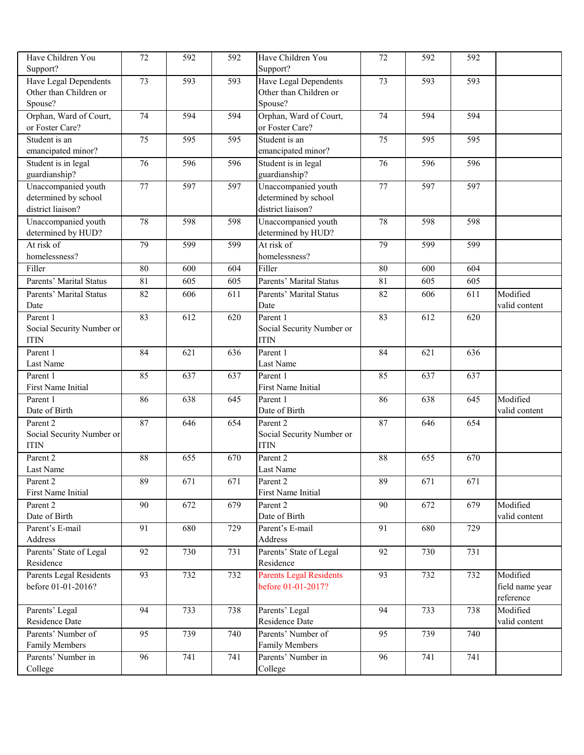| Have Children You Support? | 72 | 592 | 592 | Have Children You Support? | 72 | 592 | 592 | |
|---|---|---|---|---|---|---|---|---|
| Have Legal Dependents Other than Children or Spouse? | 73 | 593 | 593 | Have Legal Dependents Other than Children or Spouse? | 73 | 593 | 593 | |
| Orphan, Ward of Court, or Foster Care? | 74 | 594 | 594 | Orphan, Ward of Court, or Foster Care? | 74 | 594 | 594 | |
| Student is an emancipated minor? | 75 | 595 | 595 | Student is an emancipated minor? | 75 | 595 | 595 | |
| Student is in legal guardianship? | 76 | 596 | 596 | Student is in legal guardianship? | 76 | 596 | 596 | |
| Unaccompanied youth determined by school district liaison? | 77 | 597 | 597 | Unaccompanied youth determined by school district liaison? | 77 | 597 | 597 | |
| Unaccompanied youth determined by HUD? | 78 | 598 | 598 | Unaccompanied youth determined by HUD? | 78 | 598 | 598 | |
| At risk of homelessness? | 79 | 599 | 599 | At risk of homelessness? | 79 | 599 | 599 | |
| Filler | 80 | 600 | 604 | Filler | 80 | 600 | 604 | |
| Parents' Marital Status | 81 | 605 | 605 | Parents' Marital Status | 81 | 605 | 605 | |
| Parents' Marital Status Date | 82 | 606 | 611 | Parents' Marital Status Date | 82 | 606 | 611 | Modified valid content |
| Parent 1 Social Security Number or ITIN | 83 | 612 | 620 | Parent 1 Social Security Number or ITIN | 83 | 612 | 620 | |
| Parent 1 Last Name | 84 | 621 | 636 | Parent 1 Last Name | 84 | 621 | 636 | |
| Parent 1 First Name Initial | 85 | 637 | 637 | Parent 1 First Name Initial | 85 | 637 | 637 | |
| Parent 1 Date of Birth | 86 | 638 | 645 | Parent 1 Date of Birth | 86 | 638 | 645 | Modified valid content |
| Parent 2 Social Security Number or ITIN | 87 | 646 | 654 | Parent 2 Social Security Number or ITIN | 87 | 646 | 654 | |
| Parent 2 Last Name | 88 | 655 | 670 | Parent 2 Last Name | 88 | 655 | 670 | |
| Parent 2 First Name Initial | 89 | 671 | 671 | Parent 2 First Name Initial | 89 | 671 | 671 | |
| Parent 2 Date of Birth | 90 | 672 | 679 | Parent 2 Date of Birth | 90 | 672 | 679 | Modified valid content |
| Parent's E-mail Address | 91 | 680 | 729 | Parent's E-mail Address | 91 | 680 | 729 | |
| Parents' State of Legal Residence | 92 | 730 | 731 | Parents' State of Legal Residence | 92 | 730 | 731 | |
| Parents Legal Residents before 01-01-2016? | 93 | 732 | 732 | Parents Legal Residents before 01-01-2017? | 93 | 732 | 732 | Modified field name year reference |
| Parents' Legal Residence Date | 94 | 733 | 738 | Parents' Legal Residence Date | 94 | 733 | 738 | Modified valid content |
| Parents' Number of Family Members | 95 | 739 | 740 | Parents' Number of Family Members | 95 | 739 | 740 | |
| Parents' Number in College | 96 | 741 | 741 | Parents' Number in College | 96 | 741 | 741 | |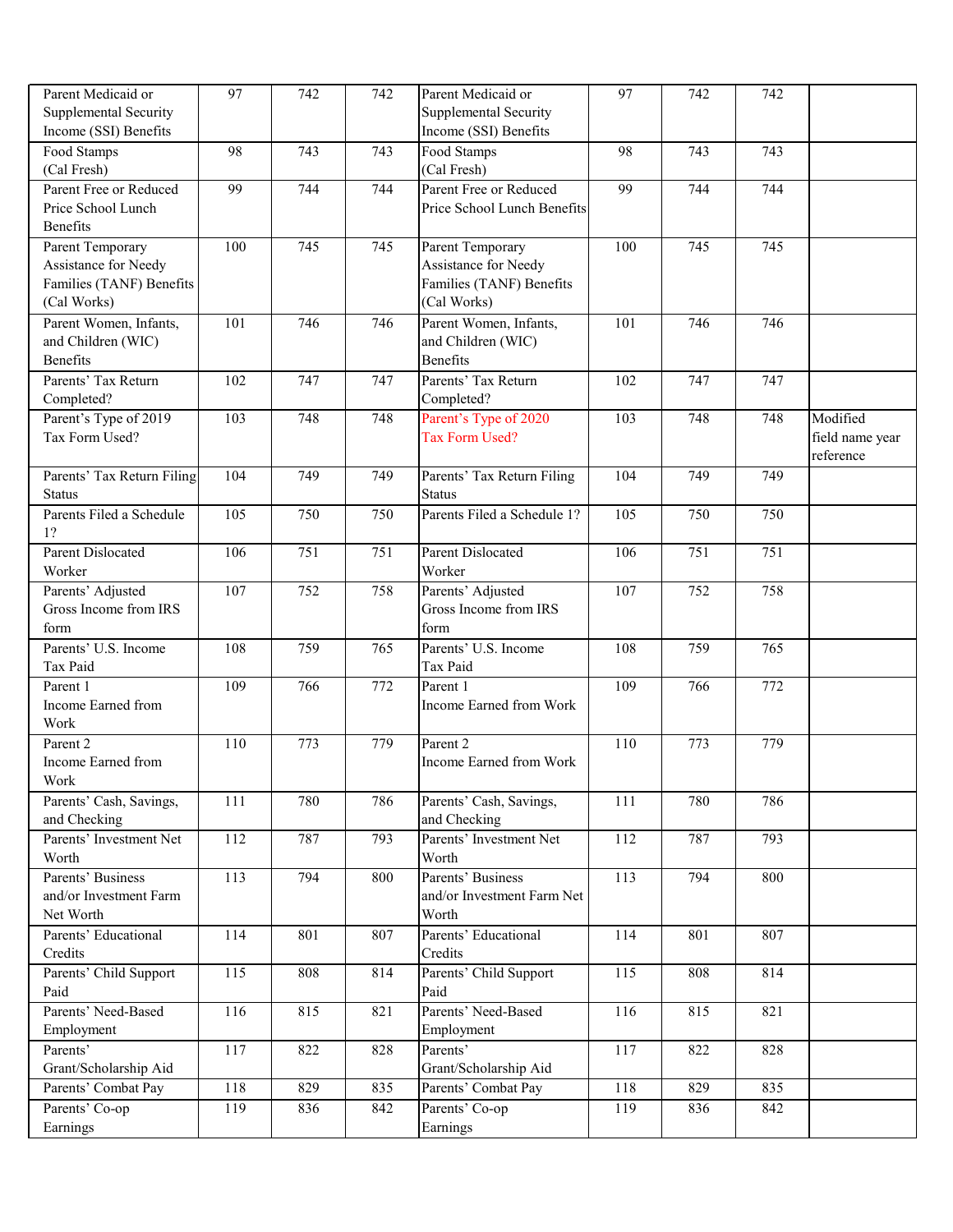| Parent Medicaid or Supplemental Security Income (SSI) Benefits | 97 | 742 | 742 | Parent Medicaid or Supplemental Security Income (SSI) Benefits | 97 | 742 | 742 | |
|---|---|---|---|---|---|---|---|---|
| Food Stamps (Cal Fresh) | 98 | 743 | 743 | Food Stamps (Cal Fresh) | 98 | 743 | 743 | |
| Parent Free or Reduced Price School Lunch Benefits | 99 | 744 | 744 | Parent Free or Reduced Price School Lunch Benefits | 99 | 744 | 744 | |
| Parent Temporary Assistance for Needy Families (TANF) Benefits (Cal Works) | 100 | 745 | 745 | Parent Temporary Assistance for Needy Families (TANF) Benefits (Cal Works) | 100 | 745 | 745 | |
| Parent Women, Infants, and Children (WIC) Benefits | 101 | 746 | 746 | Parent Women, Infants, and Children (WIC) Benefits | 101 | 746 | 746 | |
| Parents' Tax Return Completed? | 102 | 747 | 747 | Parents' Tax Return Completed? | 102 | 747 | 747 | |
| Parent's Type of 2019 Tax Form Used? | 103 | 748 | 748 | Parent's Type of 2020 Tax Form Used? | 103 | 748 | 748 | Modified field name year reference |
| Parents' Tax Return Filing Status | 104 | 749 | 749 | Parents' Tax Return Filing Status | 104 | 749 | 749 | |
| Parents Filed a Schedule 1? | 105 | 750 | 750 | Parents Filed a Schedule 1? | 105 | 750 | 750 | |
| Parent Dislocated Worker | 106 | 751 | 751 | Parent Dislocated Worker | 106 | 751 | 751 | |
| Parents' Adjusted Gross Income from IRS form | 107 | 752 | 758 | Parents' Adjusted Gross Income from IRS form | 107 | 752 | 758 | |
| Parents' U.S. Income Tax Paid | 108 | 759 | 765 | Parents' U.S. Income Tax Paid | 108 | 759 | 765 | |
| Parent 1 Income Earned from Work | 109 | 766 | 772 | Parent 1 Income Earned from Work | 109 | 766 | 772 | |
| Parent 2 Income Earned from Work | 110 | 773 | 779 | Parent 2 Income Earned from Work | 110 | 773 | 779 | |
| Parents' Cash, Savings, and Checking | 111 | 780 | 786 | Parents' Cash, Savings, and Checking | 111 | 780 | 786 | |
| Parents' Investment Net Worth | 112 | 787 | 793 | Parents' Investment Net Worth | 112 | 787 | 793 | |
| Parents' Business and/or Investment Farm Net Worth | 113 | 794 | 800 | Parents' Business and/or Investment Farm Net Worth | 113 | 794 | 800 | |
| Parents' Educational Credits | 114 | 801 | 807 | Parents' Educational Credits | 114 | 801 | 807 | |
| Parents' Child Support Paid | 115 | 808 | 814 | Parents' Child Support Paid | 115 | 808 | 814 | |
| Parents' Need-Based Employment | 116 | 815 | 821 | Parents' Need-Based Employment | 116 | 815 | 821 | |
| Parents' Grant/Scholarship Aid | 117 | 822 | 828 | Parents' Grant/Scholarship Aid | 117 | 822 | 828 | |
| Parents' Combat Pay | 118 | 829 | 835 | Parents' Combat Pay | 118 | 829 | 835 | |
| Parents' Co-op Earnings | 119 | 836 | 842 | Parents' Co-op Earnings | 119 | 836 | 842 | |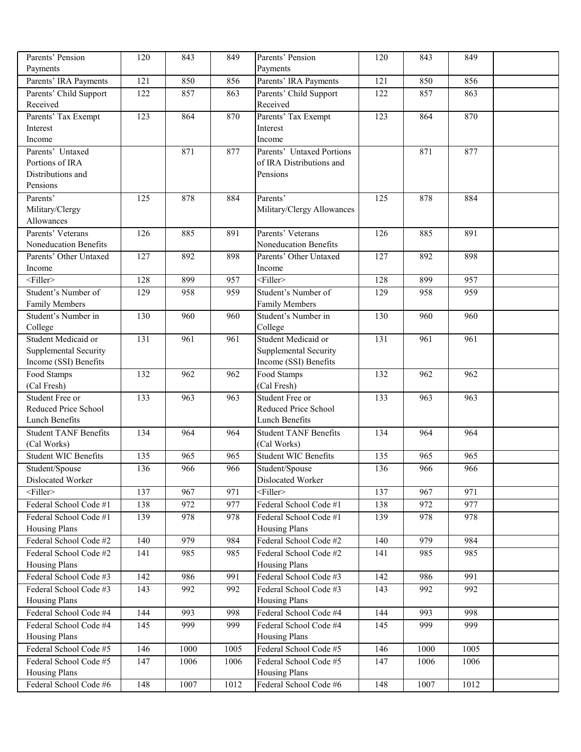| Parents' Pension Payments | 120 | 843 | 849 | Parents' Pension Payments | 120 | 843 | 849 | |
|---|---|---|---|---|---|---|---|---|
| Parents' IRA Payments | 121 | 850 | 856 | Parents' IRA Payments | 121 | 850 | 856 | |
| Parents' Child Support Received | 122 | 857 | 863 | Parents' Child Support Received | 122 | 857 | 863 | |
| Parents' Tax Exempt Interest Income | 123 | 864 | 870 | Parents' Tax Exempt Interest Income | 123 | 864 | 870 | |
| Parents' Untaxed Portions of IRA Distributions and Pensions | | 871 | 877 | Parents' Untaxed Portions of IRA Distributions and Pensions | | 871 | 877 | |
| Parents' Military/Clergy Allowances | 125 | 878 | 884 | Parents' Military/Clergy Allowances | 125 | 878 | 884 | |
| Parents' Veterans Noneducation Benefits | 126 | 885 | 891 | Parents' Veterans Noneducation Benefits | 126 | 885 | 891 | |
| Parents' Other Untaxed Income | 127 | 892 | 898 | Parents' Other Untaxed Income | 127 | 892 | 898 | |
| <Filler> | 128 | 899 | 957 | <Filler> | 128 | 899 | 957 | |
| Student's Number of Family Members | 129 | 958 | 959 | Student's Number of Family Members | 129 | 958 | 959 | |
| Student's Number in College | 130 | 960 | 960 | Student's Number in College | 130 | 960 | 960 | |
| Student Medicaid or Supplemental Security Income (SSI) Benefits | 131 | 961 | 961 | Student Medicaid or Supplemental Security Income (SSI) Benefits | 131 | 961 | 961 | |
| Food Stamps (Cal Fresh) | 132 | 962 | 962 | Food Stamps (Cal Fresh) | 132 | 962 | 962 | |
| Student Free or Reduced Price School Lunch Benefits | 133 | 963 | 963 | Student Free or Reduced Price School Lunch Benefits | 133 | 963 | 963 | |
| Student TANF Benefits (Cal Works) | 134 | 964 | 964 | Student TANF Benefits (Cal Works) | 134 | 964 | 964 | |
| Student WIC Benefits | 135 | 965 | 965 | Student WIC Benefits | 135 | 965 | 965 | |
| Student/Spouse Dislocated Worker | 136 | 966 | 966 | Student/Spouse Dislocated Worker | 136 | 966 | 966 | |
| <Filler> | 137 | 967 | 971 | <Filler> | 137 | 967 | 971 | |
| Federal School Code #1 | 138 | 972 | 977 | Federal School Code #1 | 138 | 972 | 977 | |
| Federal School Code #1 Housing Plans | 139 | 978 | 978 | Federal School Code #1 Housing Plans | 139 | 978 | 978 | |
| Federal School Code #2 | 140 | 979 | 984 | Federal School Code #2 | 140 | 979 | 984 | |
| Federal School Code #2 Housing Plans | 141 | 985 | 985 | Federal School Code #2 Housing Plans | 141 | 985 | 985 | |
| Federal School Code #3 | 142 | 986 | 991 | Federal School Code #3 | 142 | 986 | 991 | |
| Federal School Code #3 Housing Plans | 143 | 992 | 992 | Federal School Code #3 Housing Plans | 143 | 992 | 992 | |
| Federal School Code #4 | 144 | 993 | 998 | Federal School Code #4 | 144 | 993 | 998 | |
| Federal School Code #4 Housing Plans | 145 | 999 | 999 | Federal School Code #4 Housing Plans | 145 | 999 | 999 | |
| Federal School Code #5 | 146 | 1000 | 1005 | Federal School Code #5 | 146 | 1000 | 1005 | |
| Federal School Code #5 Housing Plans | 147 | 1006 | 1006 | Federal School Code #5 Housing Plans | 147 | 1006 | 1006 | |
| Federal School Code #6 | 148 | 1007 | 1012 | Federal School Code #6 | 148 | 1007 | 1012 | |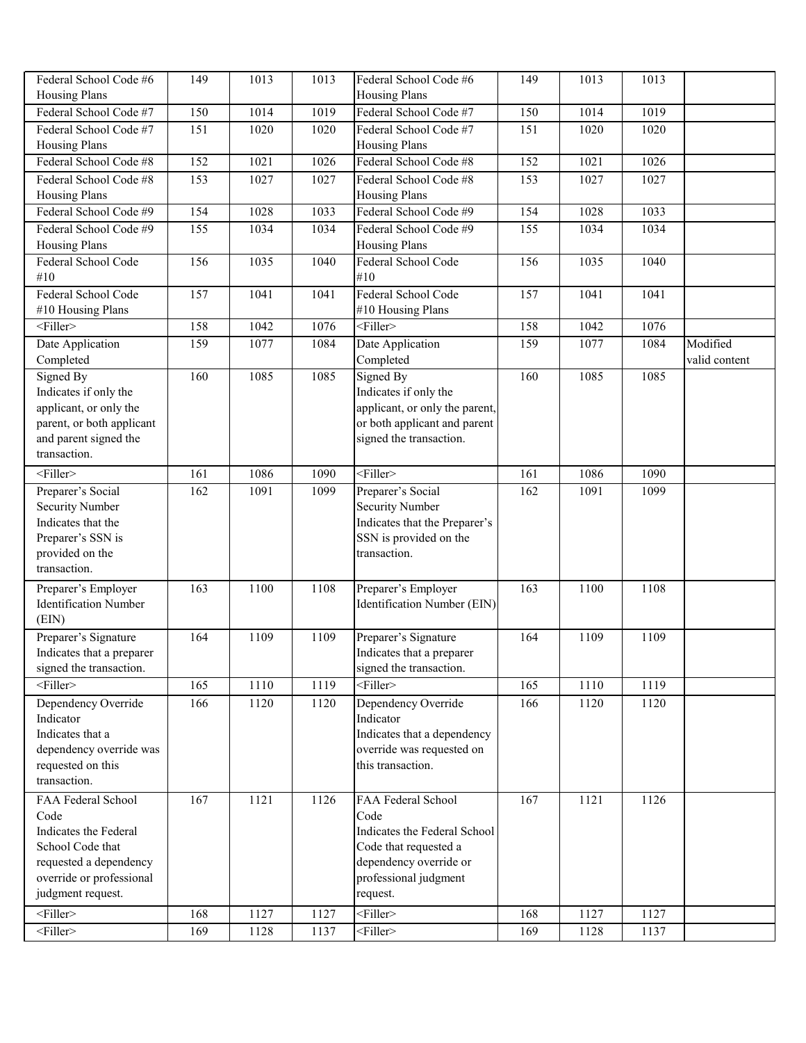| Federal School Code #6 Housing Plans | 149 | 1013 | 1013 | Federal School Code #6 Housing Plans | 149 | 1013 | 1013 | |
|---|---|---|---|---|---|---|---|---|
| Federal School Code #7 | 150 | 1014 | 1019 | Federal School Code #7 | 150 | 1014 | 1019 | |
| Federal School Code #7 Housing Plans | 151 | 1020 | 1020 | Federal School Code #7 Housing Plans | 151 | 1020 | 1020 | |
| Federal School Code #8 | 152 | 1021 | 1026 | Federal School Code #8 | 152 | 1021 | 1026 | |
| Federal School Code #8 Housing Plans | 153 | 1027 | 1027 | Federal School Code #8 Housing Plans | 153 | 1027 | 1027 | |
| Federal School Code #9 | 154 | 1028 | 1033 | Federal School Code #9 | 154 | 1028 | 1033 | |
| Federal School Code #9 Housing Plans | 155 | 1034 | 1034 | Federal School Code #9 Housing Plans | 155 | 1034 | 1034 | |
| Federal School Code #10 | 156 | 1035 | 1040 | Federal School Code #10 | 156 | 1035 | 1040 | |
| Federal School Code #10 Housing Plans | 157 | 1041 | 1041 | Federal School Code #10 Housing Plans | 157 | 1041 | 1041 | |
| <Filler> | 158 | 1042 | 1076 | <Filler> | 158 | 1042 | 1076 | |
| Date Application Completed | 159 | 1077 | 1084 | Date Application Completed | 159 | 1077 | 1084 | Modified valid content |
| Signed By Indicates if only the applicant, or only the parent, or both applicant and parent signed the transaction. | 160 | 1085 | 1085 | Signed By Indicates if only the applicant, or only the parent, or both applicant and parent signed the transaction. | 160 | 1085 | 1085 | |
| <Filler> | 161 | 1086 | 1090 | <Filler> | 161 | 1086 | 1090 | |
| Preparer's Social Security Number Indicates that the Preparer's SSN is provided on the transaction. | 162 | 1091 | 1099 | Preparer's Social Security Number Indicates that the Preparer's SSN is provided on the transaction. | 162 | 1091 | 1099 | |
| Preparer's Employer Identification Number (EIN) | 163 | 1100 | 1108 | Preparer's Employer Identification Number (EIN) | 163 | 1100 | 1108 | |
| Preparer's Signature Indicates that a preparer signed the transaction. | 164 | 1109 | 1109 | Preparer's Signature Indicates that a preparer signed the transaction. | 164 | 1109 | 1109 | |
| <Filler> | 165 | 1110 | 1119 | <Filler> | 165 | 1110 | 1119 | |
| Dependency Override Indicator Indicates that a dependency override was requested on this transaction. | 166 | 1120 | 1120 | Dependency Override Indicator Indicates that a dependency override was requested on this transaction. | 166 | 1120 | 1120 | |
| FAA Federal School Code Indicates the Federal School Code that requested a dependency override or professional judgment request. | 167 | 1121 | 1126 | FAA Federal School Code Indicates the Federal School Code that requested a dependency override or professional judgment request. | 167 | 1121 | 1126 | |
| <Filler> | 168 | 1127 | 1127 | <Filler> | 168 | 1127 | 1127 | |
| <Filler> | 169 | 1128 | 1137 | <Filler> | 169 | 1128 | 1137 | |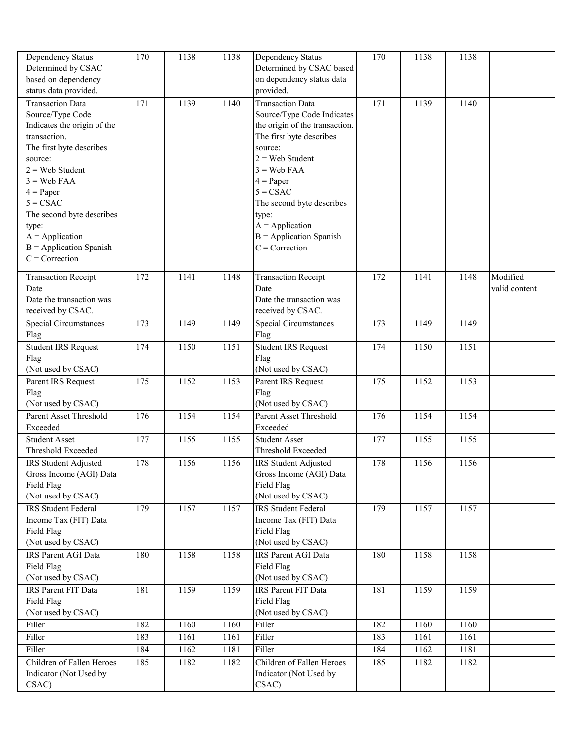| Dependency Status Determined by CSAC based on dependency status data provided. | 170 | 1138 | 1138 | Dependency Status Determined by CSAC based on dependency status data provided. | 170 | 1138 | 1138 | |
|---|---|---|---|---|---|---|---|---|
| Transaction Data Source/Type Code Indicates the origin of the transaction.<br>The first byte describes source:<br>2 = Web Student<br>3 = Web FAA<br>4 = Paper<br>5 = CSAC<br>The second byte describes type:<br>A = Application<br>B = Application Spanish<br>C = Correction | 171 | 1139 | 1140 | Transaction Data Source/Type Code Indicates the origin of the transaction.<br>The first byte describes source:<br>2 = Web Student<br>3 = Web FAA<br>4 = Paper<br>5 = CSAC<br>The second byte describes type:<br>A = Application<br>B = Application Spanish<br>C = Correction | 171 | 1139 | 1140 | |
| Transaction Receipt Date<br>Date the transaction was received by CSAC. | 172 | 1141 | 1148 | Transaction Receipt Date<br>Date the transaction was received by CSAC. | 172 | 1141 | 1148 | Modified valid content |
| Special Circumstances Flag | 173 | 1149 | 1149 | Special Circumstances Flag | 173 | 1149 | 1149 | |
| Student IRS Request Flag<br>(Not used by CSAC) | 174 | 1150 | 1151 | Student IRS Request Flag<br>(Not used by CSAC) | 174 | 1150 | 1151 | |
| Parent IRS Request Flag<br>(Not used by CSAC) | 175 | 1152 | 1153 | Parent IRS Request Flag<br>(Not used by CSAC) | 175 | 1152 | 1153 | |
| Parent Asset Threshold Exceeded | 176 | 1154 | 1154 | Parent Asset Threshold Exceeded | 176 | 1154 | 1154 | |
| Student Asset Threshold Exceeded | 177 | 1155 | 1155 | Student Asset Threshold Exceeded | 177 | 1155 | 1155 | |
| IRS Student Adjusted Gross Income (AGI) Data Field Flag<br>(Not used by CSAC) | 178 | 1156 | 1156 | IRS Student Adjusted Gross Income (AGI) Data Field Flag<br>(Not used by CSAC) | 178 | 1156 | 1156 | |
| IRS Student Federal Income Tax (FIT) Data Field Flag<br>(Not used by CSAC) | 179 | 1157 | 1157 | IRS Student Federal Income Tax (FIT) Data Field Flag<br>(Not used by CSAC) | 179 | 1157 | 1157 | |
| IRS Parent AGI Data Field Flag<br>(Not used by CSAC) | 180 | 1158 | 1158 | IRS Parent AGI Data Field Flag<br>(Not used by CSAC) | 180 | 1158 | 1158 | |
| IRS Parent FIT Data Field Flag<br>(Not used by CSAC) | 181 | 1159 | 1159 | IRS Parent FIT Data Field Flag<br>(Not used by CSAC) | 181 | 1159 | 1159 | |
| Filler | 182 | 1160 | 1160 | Filler | 182 | 1160 | 1160 | |
| Filler | 183 | 1161 | 1161 | Filler | 183 | 1161 | 1161 | |
| Filler | 184 | 1162 | 1181 | Filler | 184 | 1162 | 1181 | |
| Children of Fallen Heroes Indicator (Not Used by CSAC) | 185 | 1182 | 1182 | Children of Fallen Heroes Indicator (Not Used by CSAC) | 185 | 1182 | 1182 | |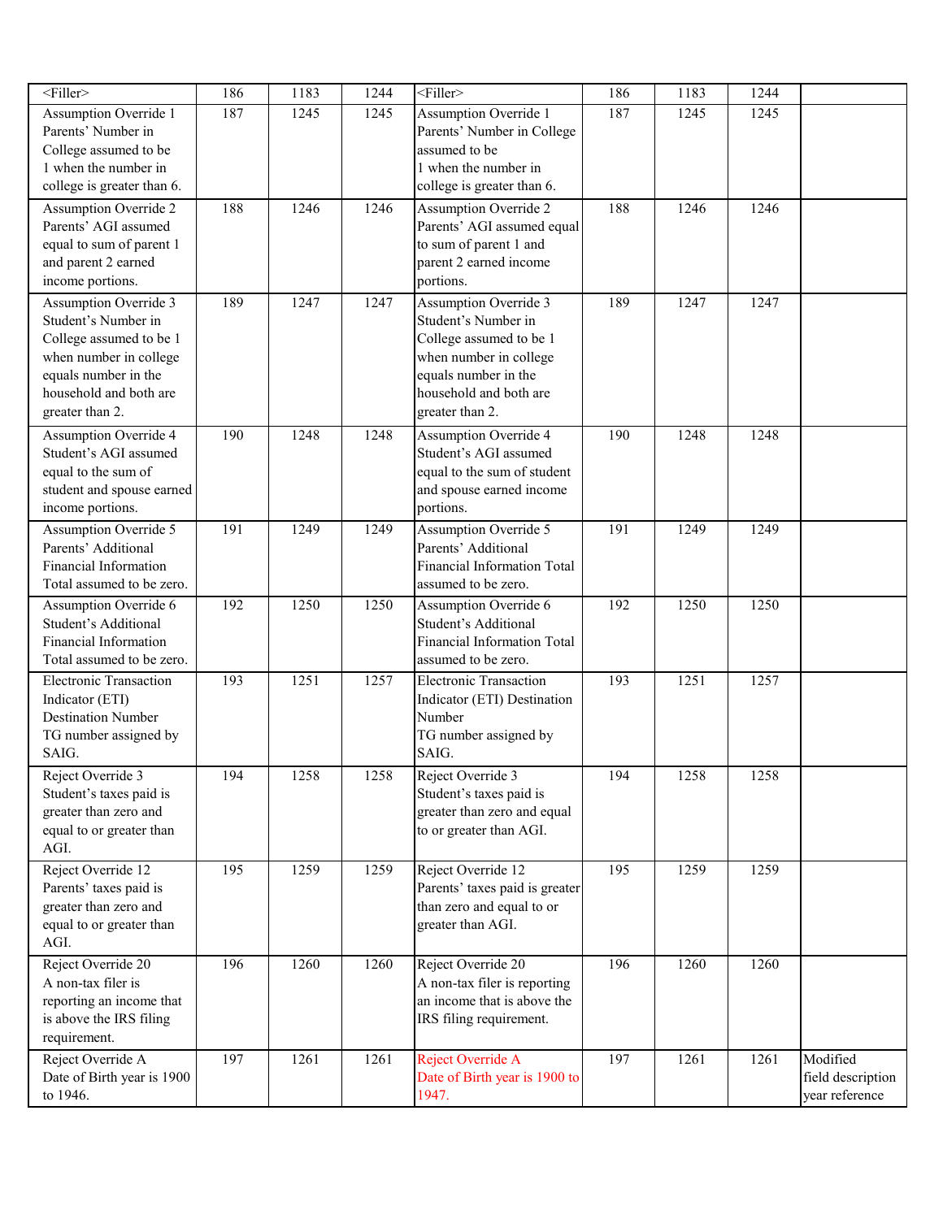| | | | | | | | | |
|---|---|---|---|---|---|---|---|---|
| <Filler> | 186 | 1183 | 1244 | <Filler> | 186 | 1183 | 1244 | |
| Assumption Override 1 Parents' Number in College assumed to be 1 when the number in college is greater than 6. | 187 | 1245 | 1245 | Assumption Override 1 Parents' Number in College assumed to be 1 when the number in college is greater than 6. | 187 | 1245 | 1245 | |
| Assumption Override 2 Parents' AGI assumed equal to sum of parent 1 and parent 2 earned income portions. | 188 | 1246 | 1246 | Assumption Override 2 Parents' AGI assumed equal to sum of parent 1 and parent 2 earned income portions. | 188 | 1246 | 1246 | |
| Assumption Override 3 Student's Number in College assumed to be 1 when number in college equals number in the household and both are greater than 2. | 189 | 1247 | 1247 | Assumption Override 3 Student's Number in College assumed to be 1 when number in college equals number in the household and both are greater than 2. | 189 | 1247 | 1247 | |
| Assumption Override 4 Student's AGI assumed equal to the sum of student and spouse earned income portions. | 190 | 1248 | 1248 | Assumption Override 4 Student's AGI assumed equal to the sum of student and spouse earned income portions. | 190 | 1248 | 1248 | |
| Assumption Override 5 Parents' Additional Financial Information Total assumed to be zero. | 191 | 1249 | 1249 | Assumption Override 5 Parents' Additional Financial Information Total assumed to be zero. | 191 | 1249 | 1249 | |
| Assumption Override 6 Student's Additional Financial Information Total assumed to be zero. | 192 | 1250 | 1250 | Assumption Override 6 Student's Additional Financial Information Total assumed to be zero. | 192 | 1250 | 1250 | |
| Electronic Transaction Indicator (ETI) Destination Number TG number assigned by SAIG. | 193 | 1251 | 1257 | Electronic Transaction Indicator (ETI) Destination Number TG number assigned by SAIG. | 193 | 1251 | 1257 | |
| Reject Override 3 Student's taxes paid is greater than zero and equal to or greater than AGI. | 194 | 1258 | 1258 | Reject Override 3 Student's taxes paid is greater than zero and equal to or greater than AGI. | 194 | 1258 | 1258 | |
| Reject Override 12 Parents' taxes paid is greater than zero and equal to or greater than AGI. | 195 | 1259 | 1259 | Reject Override 12 Parents' taxes paid is greater than zero and equal to or greater than AGI. | 195 | 1259 | 1259 | |
| Reject Override 20 A non-tax filer is reporting an income that is above the IRS filing requirement. | 196 | 1260 | 1260 | Reject Override 20 A non-tax filer is reporting an income that is above the IRS filing requirement. | 196 | 1260 | 1260 | |
| Reject Override A Date of Birth year is 1900 to 1946. | 197 | 1261 | 1261 | Reject Override A Date of Birth year is 1900 to 1947. | 197 | 1261 | 1261 | Modified field description year reference |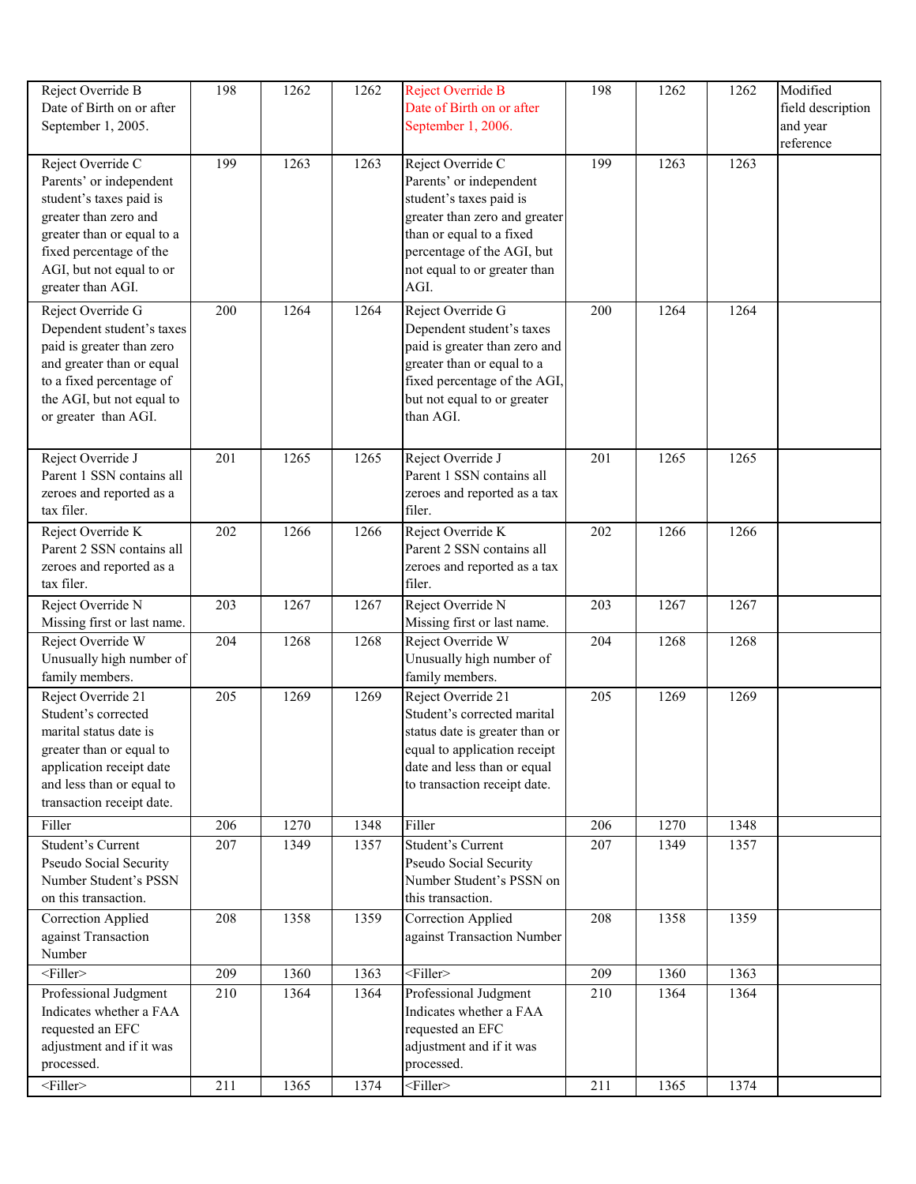| Reject Override B Date of Birth on or after September 1, 2005. | 198 | 1262 | 1262 | Reject Override B Date of Birth on or after September 1, 2006. | 198 | 1262 | 1262 | Modified field description and year reference |
|---|---|---|---|---|---|---|---|---|
| Reject Override C Parents' or independent student's taxes paid is greater than zero and greater than or equal to a fixed percentage of the AGI, but not equal to or greater than AGI. | 199 | 1263 | 1263 | Reject Override C Parents' or independent student's taxes paid is greater than zero and greater than or equal to a fixed percentage of the AGI, but not equal to or greater than AGI. | 199 | 1263 | 1263 | |
| Reject Override G Dependent student's taxes paid is greater than zero and greater than or equal to a fixed percentage of the AGI, but not equal to or greater than AGI. | 200 | 1264 | 1264 | Reject Override G Dependent student's taxes paid is greater than zero and greater than or equal to a fixed percentage of the AGI, but not equal to or greater than AGI. | 200 | 1264 | 1264 | |
| Reject Override J Parent 1 SSN contains all zeroes and reported as a tax filer. | 201 | 1265 | 1265 | Reject Override J Parent 1 SSN contains all zeroes and reported as a tax filer. | 201 | 1265 | 1265 | |
| Reject Override K Parent 2 SSN contains all zeroes and reported as a tax filer. | 202 | 1266 | 1266 | Reject Override K Parent 2 SSN contains all zeroes and reported as a tax filer. | 202 | 1266 | 1266 | |
| Reject Override N Missing first or last name. | 203 | 1267 | 1267 | Reject Override N Missing first or last name. | 203 | 1267 | 1267 | |
| Reject Override W Unusually high number of family members. | 204 | 1268 | 1268 | Reject Override W Unusually high number of family members. | 204 | 1268 | 1268 | |
| Reject Override 21 Student's corrected marital status date is greater than or equal to application receipt date and less than or equal to transaction receipt date. | 205 | 1269 | 1269 | Reject Override 21 Student's corrected marital status date is greater than or equal to application receipt date and less than or equal to transaction receipt date. | 205 | 1269 | 1269 | |
| Filler | 206 | 1270 | 1348 | Filler | 206 | 1270 | 1348 | |
| Student's Current Pseudo Social Security Number Student's PSSN on this transaction. | 207 | 1349 | 1357 | Student's Current Pseudo Social Security Number Student's PSSN on this transaction. | 207 | 1349 | 1357 | |
| Correction Applied against Transaction Number | 208 | 1358 | 1359 | Correction Applied against Transaction Number | 208 | 1358 | 1359 | |
| <Filler> | 209 | 1360 | 1363 | <Filler> | 209 | 1360 | 1363 | |
| Professional Judgment Indicates whether a FAA requested an EFC adjustment and if it was processed. | 210 | 1364 | 1364 | Professional Judgment Indicates whether a FAA requested an EFC adjustment and if it was processed. | 210 | 1364 | 1364 | |
| <Filler> | 211 | 1365 | 1374 | <Filler> | 211 | 1365 | 1374 | |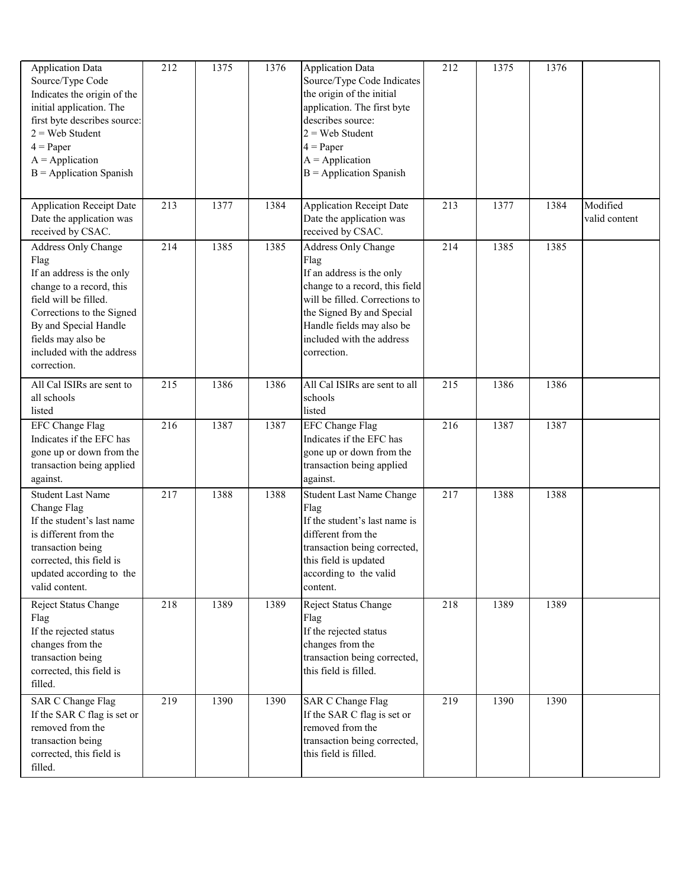| Application Data Source/Type Code Indicates the origin of the initial application. The first byte describes source: 2 = Web Student 4 = Paper A = Application B = Application Spanish | 212 | 1375 | 1376 | Application Data Source/Type Code Indicates the origin of the initial application. The first byte describes source: 2 = Web Student 4 = Paper A = Application B = Application Spanish | 212 | 1375 | 1376 | |
|---|---|---|---|---|---|---|---|---|
| Application Receipt Date Date the application was received by CSAC. | 213 | 1377 | 1384 | Application Receipt Date Date the application was received by CSAC. | 213 | 1377 | 1384 | Modified valid content |
| Address Only Change Flag If an address is the only change to a record, this field will be filled. Corrections to the Signed By and Special Handle fields may also be included with the address correction. | 214 | 1385 | 1385 | Address Only Change Flag If an address is the only change to a record, this field will be filled. Corrections to the Signed By and Special Handle fields may also be included with the address correction. | 214 | 1385 | 1385 | |
| All Cal ISIRs are sent to all schools listed | 215 | 1386 | 1386 | All Cal ISIRs are sent to all schools listed | 215 | 1386 | 1386 | |
| EFC Change Flag Indicates if the EFC has gone up or down from the transaction being applied against. | 216 | 1387 | 1387 | EFC Change Flag Indicates if the EFC has gone up or down from the transaction being applied against. | 216 | 1387 | 1387 | |
| Student Last Name Change Flag If the student's last name is different from the transaction being corrected, this field is updated according to the valid content. | 217 | 1388 | 1388 | Student Last Name Change Flag If the student's last name is different from the transaction being corrected, this field is updated according to the valid content. | 217 | 1388 | 1388 | |
| Reject Status Change Flag If the rejected status changes from the transaction being corrected, this field is filled. | 218 | 1389 | 1389 | Reject Status Change Flag If the rejected status changes from the transaction being corrected, this field is filled. | 218 | 1389 | 1389 | |
| SAR C Change Flag If the SAR C flag is set or removed from the transaction being corrected, this field is filled. | 219 | 1390 | 1390 | SAR C Change Flag If the SAR C flag is set or removed from the transaction being corrected, this field is filled. | 219 | 1390 | 1390 | |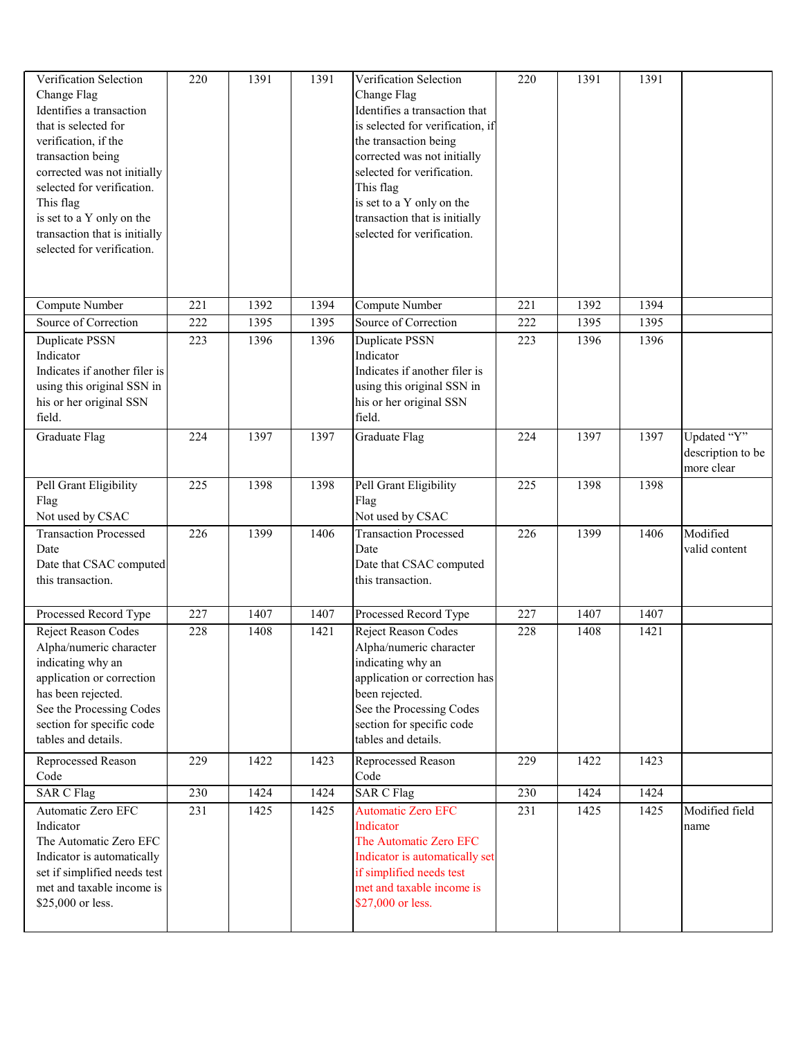| | | | | | | | | |
|---|---|---|---|---|---|---|---|---|
| Verification Selection Change Flag<br>Identifies a transaction that is selected for verification, if the transaction being corrected was not initially selected for verification. This flag is set to a Y only on the transaction that is initially selected for verification. | 220 | 1391 | 1391 | Verification Selection Change Flag<br>Identifies a transaction that is selected for verification, if the transaction being corrected was not initially selected for verification. This flag is set to a Y only on the transaction that is initially selected for verification. | 220 | 1391 | 1391 | |
| Compute Number | 221 | 1392 | 1394 | Compute Number | 221 | 1392 | 1394 | |
| Source of Correction | 222 | 1395 | 1395 | Source of Correction | 222 | 1395 | 1395 | |
| Duplicate PSSN Indicator<br>Indicates if another filer is using this original SSN in his or her original SSN field. | 223 | 1396 | 1396 | Duplicate PSSN Indicator<br>Indicates if another filer is using this original SSN in his or her original SSN field. | 223 | 1396 | 1396 | |
| Graduate Flag | 224 | 1397 | 1397 | Graduate Flag | 224 | 1397 | 1397 | Updated “Y” description to be more clear |
| Pell Grant Eligibility Flag<br>Not used by CSAC | 225 | 1398 | 1398 | Pell Grant Eligibility Flag<br>Not used by CSAC | 225 | 1398 | 1398 | |
| Transaction Processed Date<br>Date that CSAC computed this transaction. | 226 | 1399 | 1406 | Transaction Processed Date<br>Date that CSAC computed this transaction. | 226 | 1399 | 1406 | Modified valid content |
| Processed Record Type | 227 | 1407 | 1407 | Processed Record Type | 227 | 1407 | 1407 | |
| Reject Reason Codes<br>Alpha/numeric character indicating why an application or correction has been rejected.<br>See the Processing Codes section for specific code tables and details. | 228 | 1408 | 1421 | Reject Reason Codes<br>Alpha/numeric character indicating why an application or correction has been rejected.<br>See the Processing Codes section for specific code tables and details. | 228 | 1408 | 1421 | |
| Reprocessed Reason Code | 229 | 1422 | 1423 | Reprocessed Reason Code | 229 | 1422 | 1423 | |
| SAR C Flag | 230 | 1424 | 1424 | SAR C Flag | 230 | 1424 | 1424 | |
| Automatic Zero EFC Indicator<br>The Automatic Zero EFC Indicator is automatically set if simplified needs test met and taxable income is $25,000 or less. | 231 | 1425 | 1425 | Automatic Zero EFC Indicator<br>The Automatic Zero EFC Indicator is automatically set if simplified needs test met and taxable income is $27,000 or less. | 231 | 1425 | 1425 | Modified field name |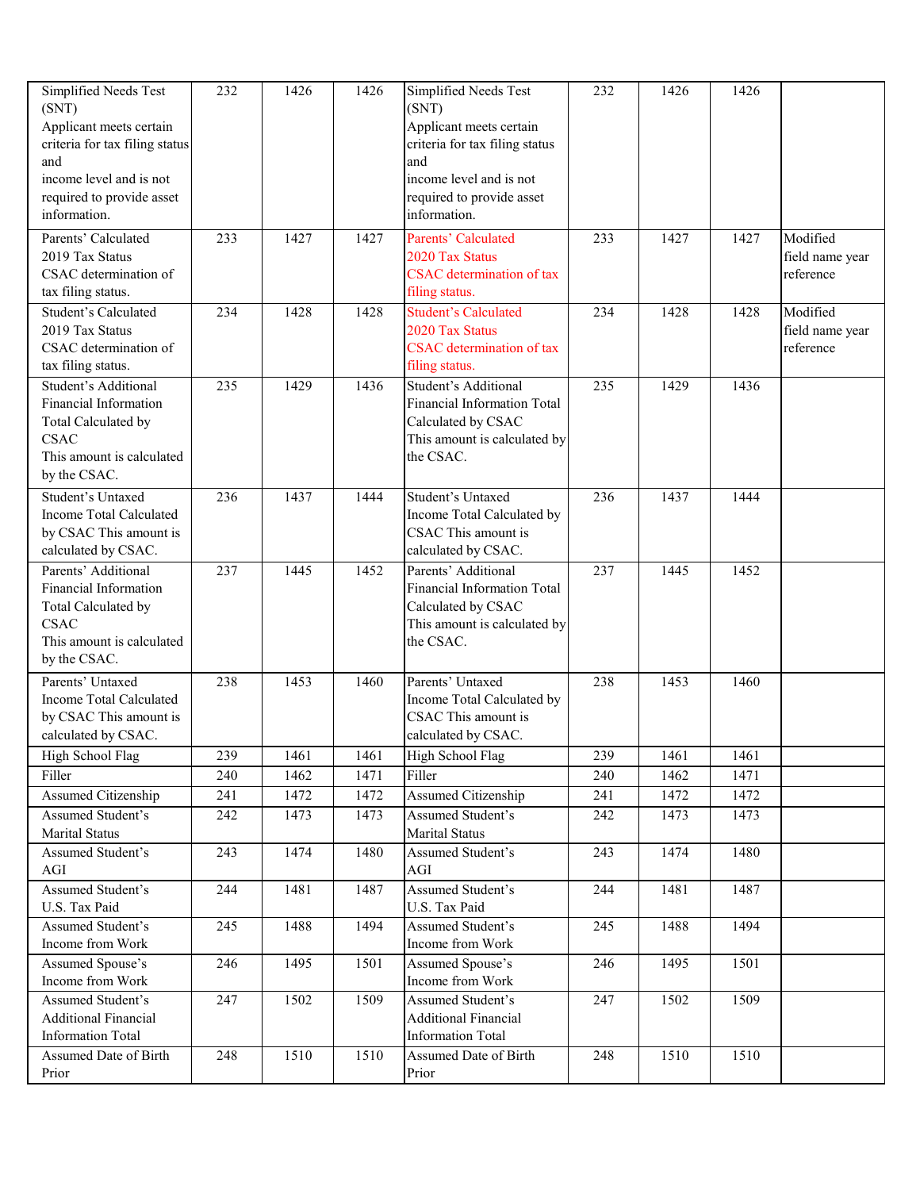| Simplified Needs Test (SNT) Applicant meets certain criteria for tax filing status and income level and is not required to provide asset information. | 232 | 1426 | 1426 | Simplified Needs Test (SNT) Applicant meets certain criteria for tax filing status and income level and is not required to provide asset information. | 232 | 1426 | 1426 | |
|---|---|---|---|---|---|---|---|---|
| Parents' Calculated 2019 Tax Status CSAC determination of tax filing status. | 233 | 1427 | 1427 | Parents' Calculated 2020 Tax Status CSAC determination of tax filing status. | 233 | 1427 | 1427 | Modified field name year reference |
| Student's Calculated 2019 Tax Status CSAC determination of tax filing status. | 234 | 1428 | 1428 | Student's Calculated 2020 Tax Status CSAC determination of tax filing status. | 234 | 1428 | 1428 | Modified field name year reference |
| Student's Additional Financial Information Total Calculated by CSAC This amount is calculated by the CSAC. | 235 | 1429 | 1436 | Student's Additional Financial Information Total Calculated by CSAC This amount is calculated by the CSAC. | 235 | 1429 | 1436 | |
| Student's Untaxed Income Total Calculated by CSAC This amount is calculated by CSAC. | 236 | 1437 | 1444 | Student's Untaxed Income Total Calculated by CSAC This amount is calculated by CSAC. | 236 | 1437 | 1444 | |
| Parents' Additional Financial Information Total Calculated by CSAC This amount is calculated by the CSAC. | 237 | 1445 | 1452 | Parents' Additional Financial Information Total Calculated by CSAC This amount is calculated by the CSAC. | 237 | 1445 | 1452 | |
| Parents' Untaxed Income Total Calculated by CSAC This amount is calculated by CSAC. | 238 | 1453 | 1460 | Parents' Untaxed Income Total Calculated by CSAC This amount is calculated by CSAC. | 238 | 1453 | 1460 | |
| High School Flag | 239 | 1461 | 1461 | High School Flag | 239 | 1461 | 1461 | |
| Filler | 240 | 1462 | 1471 | Filler | 240 | 1462 | 1471 | |
| Assumed Citizenship | 241 | 1472 | 1472 | Assumed Citizenship | 241 | 1472 | 1472 | |
| Assumed Student's Marital Status | 242 | 1473 | 1473 | Assumed Student's Marital Status | 242 | 1473 | 1473 | |
| Assumed Student's AGI | 243 | 1474 | 1480 | Assumed Student's AGI | 243 | 1474 | 1480 | |
| Assumed Student's U.S. Tax Paid | 244 | 1481 | 1487 | Assumed Student's U.S. Tax Paid | 244 | 1481 | 1487 | |
| Assumed Student's Income from Work | 245 | 1488 | 1494 | Assumed Student's Income from Work | 245 | 1488 | 1494 | |
| Assumed Spouse's Income from Work | 246 | 1495 | 1501 | Assumed Spouse's Income from Work | 246 | 1495 | 1501 | |
| Assumed Student's Additional Financial Information Total | 247 | 1502 | 1509 | Assumed Student's Additional Financial Information Total | 247 | 1502 | 1509 | |
| Assumed Date of Birth Prior | 248 | 1510 | 1510 | Assumed Date of Birth Prior | 248 | 1510 | 1510 | |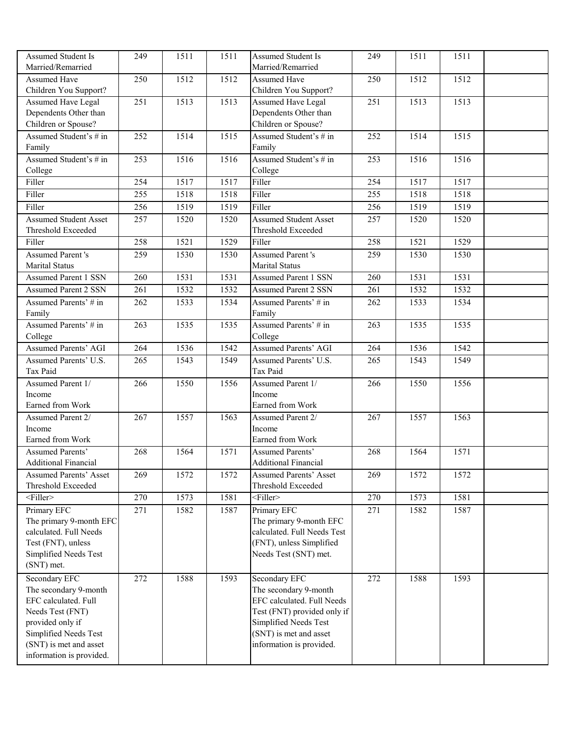| | | | | | | | | |
|---|---|---|---|---|---|---|---|---|
| Assumed Student Is Married/Remarried | 249 | 1511 | 1511 | Assumed Student Is Married/Remarried | 249 | 1511 | 1511 | |
| Assumed Have Children You Support? | 250 | 1512 | 1512 | Assumed Have Children You Support? | 250 | 1512 | 1512 | |
| Assumed Have Legal Dependents Other than Children or Spouse? | 251 | 1513 | 1513 | Assumed Have Legal Dependents Other than Children or Spouse? | 251 | 1513 | 1513 | |
| Assumed Student's # in Family | 252 | 1514 | 1515 | Assumed Student's # in Family | 252 | 1514 | 1515 | |
| Assumed Student's # in College | 253 | 1516 | 1516 | Assumed Student's # in College | 253 | 1516 | 1516 | |
| Filler | 254 | 1517 | 1517 | Filler | 254 | 1517 | 1517 | |
| Filler | 255 | 1518 | 1518 | Filler | 255 | 1518 | 1518 | |
| Filler | 256 | 1519 | 1519 | Filler | 256 | 1519 | 1519 | |
| Assumed Student Asset Threshold Exceeded | 257 | 1520 | 1520 | Assumed Student Asset Threshold Exceeded | 257 | 1520 | 1520 | |
| Filler | 258 | 1521 | 1529 | Filler | 258 | 1521 | 1529 | |
| Assumed Parent 's Marital Status | 259 | 1530 | 1530 | Assumed Parent 's Marital Status | 259 | 1530 | 1530 | |
| Assumed Parent 1 SSN | 260 | 1531 | 1531 | Assumed Parent 1 SSN | 260 | 1531 | 1531 | |
| Assumed Parent 2 SSN | 261 | 1532 | 1532 | Assumed Parent 2 SSN | 261 | 1532 | 1532 | |
| Assumed Parents' # in Family | 262 | 1533 | 1534 | Assumed Parents' # in Family | 262 | 1533 | 1534 | |
| Assumed Parents' # in College | 263 | 1535 | 1535 | Assumed Parents' # in College | 263 | 1535 | 1535 | |
| Assumed Parents' AGI | 264 | 1536 | 1542 | Assumed Parents' AGI | 264 | 1536 | 1542 | |
| Assumed Parents' U.S. Tax Paid | 265 | 1543 | 1549 | Assumed Parents' U.S. Tax Paid | 265 | 1543 | 1549 | |
| Assumed Parent 1/ Income Earned from Work | 266 | 1550 | 1556 | Assumed Parent 1/ Income Earned from Work | 266 | 1550 | 1556 | |
| Assumed Parent 2/ Income Earned from Work | 267 | 1557 | 1563 | Assumed Parent 2/ Income Earned from Work | 267 | 1557 | 1563 | |
| Assumed Parents' Additional Financial | 268 | 1564 | 1571 | Assumed Parents' Additional Financial | 268 | 1564 | 1571 | |
| Assumed Parents' Asset Threshold Exceeded | 269 | 1572 | 1572 | Assumed Parents' Asset Threshold Exceeded | 269 | 1572 | 1572 | |
| <Filler> | 270 | 1573 | 1581 | <Filler> | 270 | 1573 | 1581 | |
| Primary EFC The primary 9-month EFC calculated. Full Needs Test (FNT), unless Simplified Needs Test (SNT) met. | 271 | 1582 | 1587 | Primary EFC The primary 9-month EFC calculated. Full Needs Test (FNT), unless Simplified Needs Test (SNT) met. | 271 | 1582 | 1587 | |
| Secondary EFC The secondary 9-month EFC calculated. Full Needs Test (FNT) provided only if Simplified Needs Test (SNT) is met and asset information is provided. | 272 | 1588 | 1593 | Secondary EFC The secondary 9-month EFC calculated. Full Needs Test (FNT) provided only if Simplified Needs Test (SNT) is met and asset information is provided. | 272 | 1588 | 1593 | |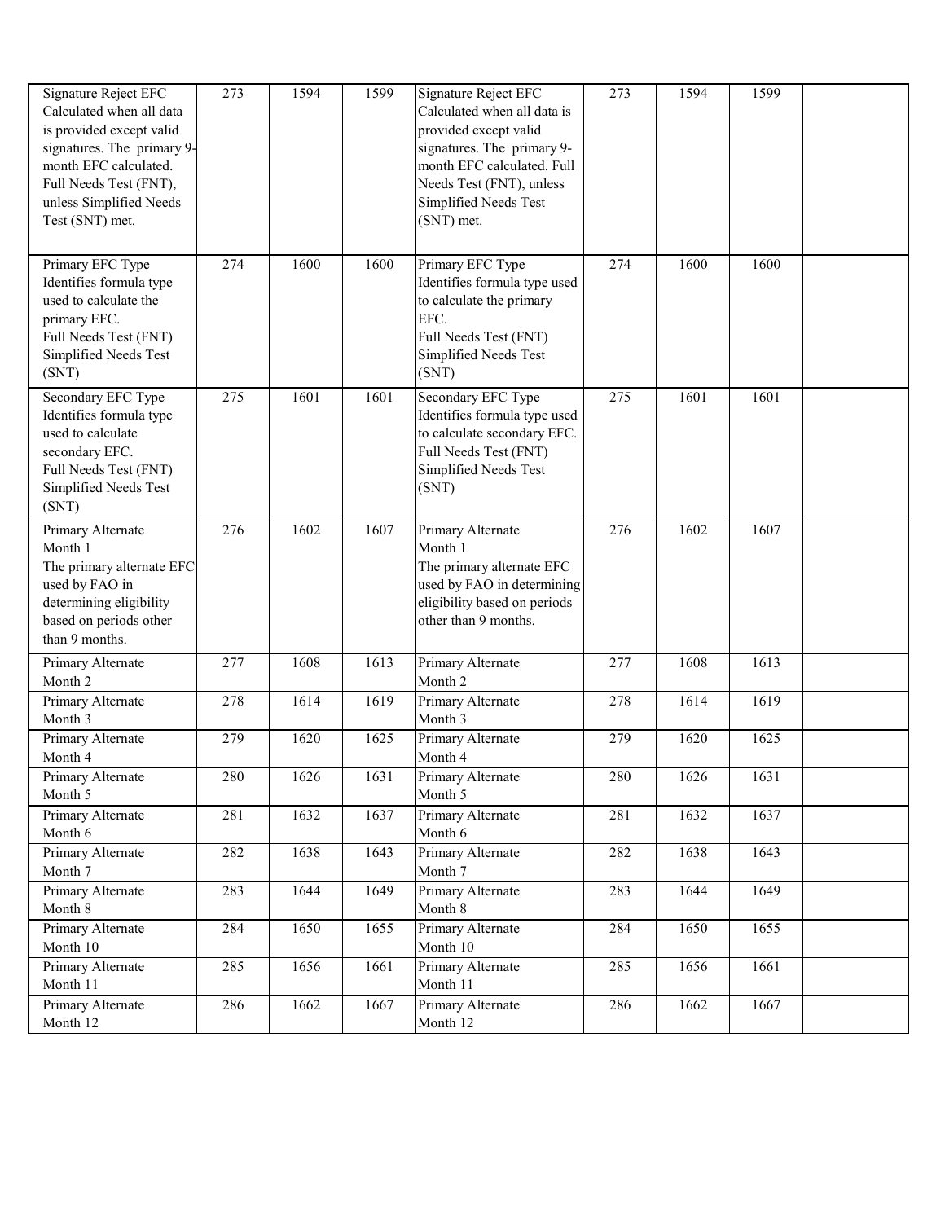| Signature Reject EFC Calculated when all data is provided except valid signatures. The primary 9-month EFC calculated. Full Needs Test (FNT), unless Simplified Needs Test (SNT) met. | 273 | 1594 | 1599 | Signature Reject EFC Calculated when all data is provided except valid signatures. The primary 9-month EFC calculated. Full Needs Test (FNT), unless Simplified Needs Test (SNT) met. | 273 | 1594 | 1599 | |
|---|---|---|---|---|---|---|---|---|
| Primary EFC Type Identifies formula type used to calculate the primary EFC. Full Needs Test (FNT) Simplified Needs Test (SNT) | 274 | 1600 | 1600 | Primary EFC Type Identifies formula type used to calculate the primary EFC. Full Needs Test (FNT) Simplified Needs Test (SNT) | 274 | 1600 | 1600 | |
| Secondary EFC Type Identifies formula type used to calculate secondary EFC. Full Needs Test (FNT) Simplified Needs Test (SNT) | 275 | 1601 | 1601 | Secondary EFC Type Identifies formula type used to calculate secondary EFC. Full Needs Test (FNT) Simplified Needs Test (SNT) | 275 | 1601 | 1601 | |
| Primary Alternate Month 1 The primary alternate EFC used by FAO in determining eligibility based on periods other than 9 months. | 276 | 1602 | 1607 | Primary Alternate Month 1 The primary alternate EFC used by FAO in determining eligibility based on periods other than 9 months. | 276 | 1602 | 1607 | |
| Primary Alternate Month 2 | 277 | 1608 | 1613 | Primary Alternate Month 2 | 277 | 1608 | 1613 | |
| Primary Alternate Month 3 | 278 | 1614 | 1619 | Primary Alternate Month 3 | 278 | 1614 | 1619 | |
| Primary Alternate Month 4 | 279 | 1620 | 1625 | Primary Alternate Month 4 | 279 | 1620 | 1625 | |
| Primary Alternate Month 5 | 280 | 1626 | 1631 | Primary Alternate Month 5 | 280 | 1626 | 1631 | |
| Primary Alternate Month 6 | 281 | 1632 | 1637 | Primary Alternate Month 6 | 281 | 1632 | 1637 | |
| Primary Alternate Month 7 | 282 | 1638 | 1643 | Primary Alternate Month 7 | 282 | 1638 | 1643 | |
| Primary Alternate Month 8 | 283 | 1644 | 1649 | Primary Alternate Month 8 | 283 | 1644 | 1649 | |
| Primary Alternate Month 10 | 284 | 1650 | 1655 | Primary Alternate Month 10 | 284 | 1650 | 1655 | |
| Primary Alternate Month 11 | 285 | 1656 | 1661 | Primary Alternate Month 11 | 285 | 1656 | 1661 | |
| Primary Alternate Month 12 | 286 | 1662 | 1667 | Primary Alternate Month 12 | 286 | 1662 | 1667 | |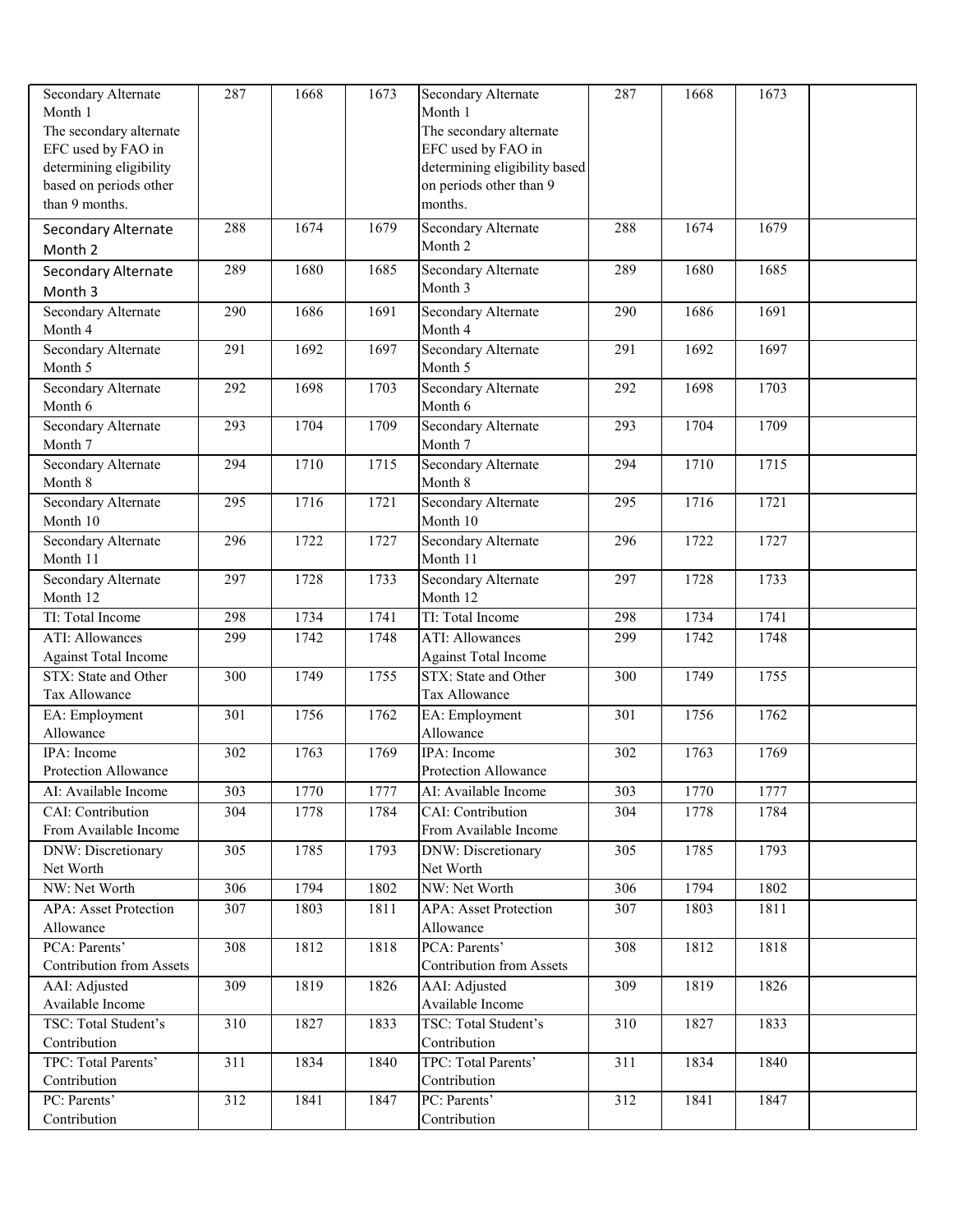| Secondary Alternate Month 1 The secondary alternate EFC used by FAO in determining eligibility based on periods other than 9 months. | 287 | 1668 | 1673 | Secondary Alternate Month 1 The secondary alternate EFC used by FAO in determining eligibility based on periods other than 9 months. | 287 | 1668 | 1673 | |
|---|---|---|---|---|---|---|---|---|
| Secondary Alternate Month 2 | 288 | 1674 | 1679 | Secondary Alternate Month 2 | 288 | 1674 | 1679 | |
| Secondary Alternate Month 3 | 289 | 1680 | 1685 | Secondary Alternate Month 3 | 289 | 1680 | 1685 | |
| Secondary Alternate Month 4 | 290 | 1686 | 1691 | Secondary Alternate Month 4 | 290 | 1686 | 1691 | |
| Secondary Alternate Month 5 | 291 | 1692 | 1697 | Secondary Alternate Month 5 | 291 | 1692 | 1697 | |
| Secondary Alternate Month 6 | 292 | 1698 | 1703 | Secondary Alternate Month 6 | 292 | 1698 | 1703 | |
| Secondary Alternate Month 7 | 293 | 1704 | 1709 | Secondary Alternate Month 7 | 293 | 1704 | 1709 | |
| Secondary Alternate Month 8 | 294 | 1710 | 1715 | Secondary Alternate Month 8 | 294 | 1710 | 1715 | |
| Secondary Alternate Month 10 | 295 | 1716 | 1721 | Secondary Alternate Month 10 | 295 | 1716 | 1721 | |
| Secondary Alternate Month 11 | 296 | 1722 | 1727 | Secondary Alternate Month 11 | 296 | 1722 | 1727 | |
| Secondary Alternate Month 12 | 297 | 1728 | 1733 | Secondary Alternate Month 12 | 297 | 1728 | 1733 | |
| TI: Total Income | 298 | 1734 | 1741 | TI: Total Income | 298 | 1734 | 1741 | |
| ATI: Allowances Against Total Income | 299 | 1742 | 1748 | ATI: Allowances Against Total Income | 299 | 1742 | 1748 | |
| STX: State and Other Tax Allowance | 300 | 1749 | 1755 | STX: State and Other Tax Allowance | 300 | 1749 | 1755 | |
| EA: Employment Allowance | 301 | 1756 | 1762 | EA: Employment Allowance | 301 | 1756 | 1762 | |
| IPA: Income Protection Allowance | 302 | 1763 | 1769 | IPA: Income Protection Allowance | 302 | 1763 | 1769 | |
| AI: Available Income | 303 | 1770 | 1777 | AI: Available Income | 303 | 1770 | 1777 | |
| CAI: Contribution From Available Income | 304 | 1778 | 1784 | CAI: Contribution From Available Income | 304 | 1778 | 1784 | |
| DNW: Discretionary Net Worth | 305 | 1785 | 1793 | DNW: Discretionary Net Worth | 305 | 1785 | 1793 | |
| NW: Net Worth | 306 | 1794 | 1802 | NW: Net Worth | 306 | 1794 | 1802 | |
| APA: Asset Protection Allowance | 307 | 1803 | 1811 | APA: Asset Protection Allowance | 307 | 1803 | 1811 | |
| PCA: Parents' Contribution from Assets | 308 | 1812 | 1818 | PCA: Parents' Contribution from Assets | 308 | 1812 | 1818 | |
| AAI: Adjusted Available Income | 309 | 1819 | 1826 | AAI: Adjusted Available Income | 309 | 1819 | 1826 | |
| TSC: Total Student's Contribution | 310 | 1827 | 1833 | TSC: Total Student's Contribution | 310 | 1827 | 1833 | |
| TPC: Total Parents' Contribution | 311 | 1834 | 1840 | TPC: Total Parents' Contribution | 311 | 1834 | 1840 | |
| PC: Parents' Contribution | 312 | 1841 | 1847 | PC: Parents' Contribution | 312 | 1841 | 1847 | |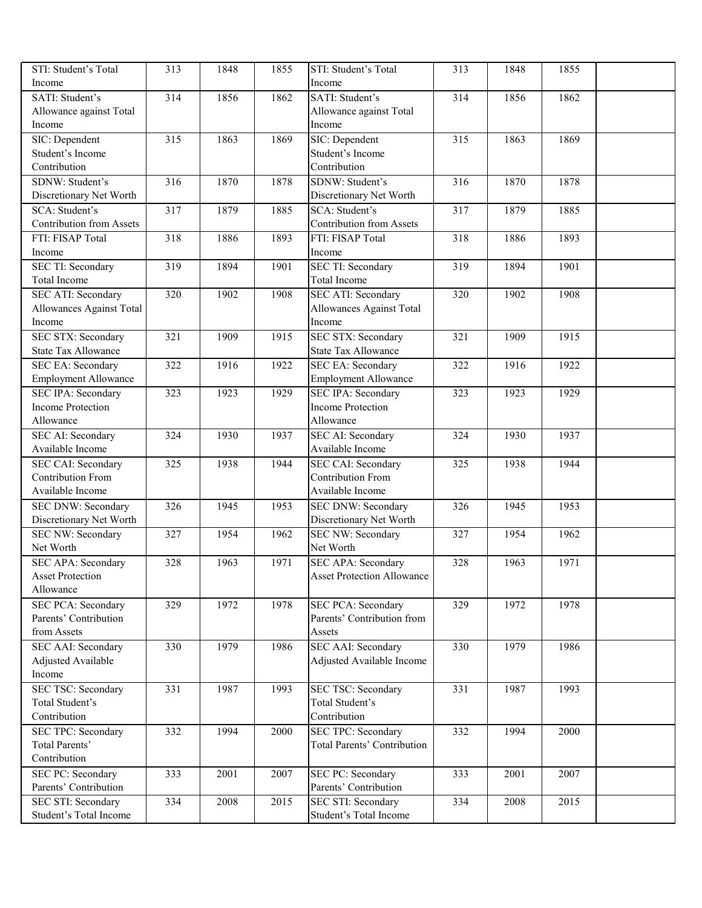| | | | | | | | | |
|---|---|---|---|---|---|---|---|---|
| STI: Student's Total Income | 313 | 1848 | 1855 | STI: Student's Total Income | 313 | 1848 | 1855 | |
| SATI: Student's Allowance against Total Income | 314 | 1856 | 1862 | SATI: Student's Allowance against Total Income | 314 | 1856 | 1862 | |
| SIC: Dependent Student's Income Contribution | 315 | 1863 | 1869 | SIC: Dependent Student's Income Contribution | 315 | 1863 | 1869 | |
| SDNW: Student's Discretionary Net Worth | 316 | 1870 | 1878 | SDNW: Student's Discretionary Net Worth | 316 | 1870 | 1878 | |
| SCA: Student's Contribution from Assets | 317 | 1879 | 1885 | SCA: Student's Contribution from Assets | 317 | 1879 | 1885 | |
| FTI: FISAP Total Income | 318 | 1886 | 1893 | FTI: FISAP Total Income | 318 | 1886 | 1893 | |
| SEC TI: Secondary Total Income | 319 | 1894 | 1901 | SEC TI: Secondary Total Income | 319 | 1894 | 1901 | |
| SEC ATI: Secondary Allowances Against Total Income | 320 | 1902 | 1908 | SEC ATI: Secondary Allowances Against Total Income | 320 | 1902 | 1908 | |
| SEC STX: Secondary State Tax Allowance | 321 | 1909 | 1915 | SEC STX: Secondary State Tax Allowance | 321 | 1909 | 1915 | |
| SEC EA: Secondary Employment Allowance | 322 | 1916 | 1922 | SEC EA: Secondary Employment Allowance | 322 | 1916 | 1922 | |
| SEC IPA: Secondary Income Protection Allowance | 323 | 1923 | 1929 | SEC IPA: Secondary Income Protection Allowance | 323 | 1923 | 1929 | |
| SEC AI: Secondary Available Income | 324 | 1930 | 1937 | SEC AI: Secondary Available Income | 324 | 1930 | 1937 | |
| SEC CAI: Secondary Contribution From Available Income | 325 | 1938 | 1944 | SEC CAI: Secondary Contribution From Available Income | 325 | 1938 | 1944 | |
| SEC DNW: Secondary Discretionary Net Worth | 326 | 1945 | 1953 | SEC DNW: Secondary Discretionary Net Worth | 326 | 1945 | 1953 | |
| SEC NW: Secondary Net Worth | 327 | 1954 | 1962 | SEC NW: Secondary Net Worth | 327 | 1954 | 1962 | |
| SEC APA: Secondary Asset Protection Allowance | 328 | 1963 | 1971 | SEC APA: Secondary Asset Protection Allowance | 328 | 1963 | 1971 | |
| SEC PCA: Secondary Parents' Contribution from Assets | 329 | 1972 | 1978 | SEC PCA: Secondary Parents' Contribution from Assets | 329 | 1972 | 1978 | |
| SEC AAI: Secondary Adjusted Available Income | 330 | 1979 | 1986 | SEC AAI: Secondary Adjusted Available Income | 330 | 1979 | 1986 | |
| SEC TSC: Secondary Total Student's Contribution | 331 | 1987 | 1993 | SEC TSC: Secondary Total Student's Contribution | 331 | 1987 | 1993 | |
| SEC TPC: Secondary Total Parents' Contribution | 332 | 1994 | 2000 | SEC TPC: Secondary Total Parents' Contribution | 332 | 1994 | 2000 | |
| SEC PC: Secondary Parents' Contribution | 333 | 2001 | 2007 | SEC PC: Secondary Parents' Contribution | 333 | 2001 | 2007 | |
| SEC STI: Secondary Student's Total Income | 334 | 2008 | 2015 | SEC STI: Secondary Student's Total Income | 334 | 2008 | 2015 | |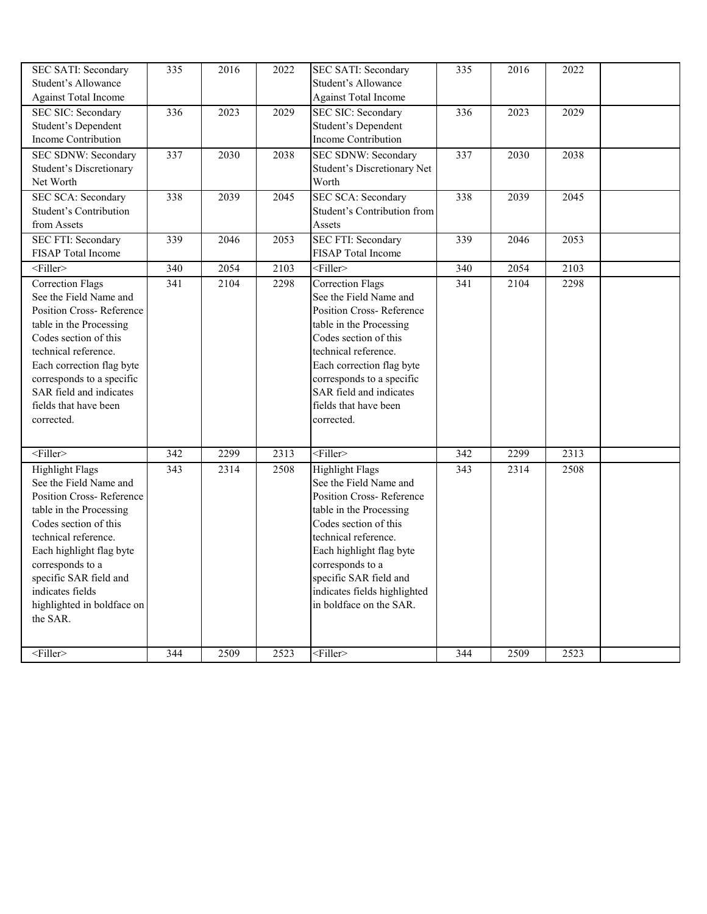| SEC SATI: Secondary Student's Allowance Against Total Income | 335 | 2016 | 2022 | SEC SATI: Secondary Student's Allowance Against Total Income | 335 | 2016 | 2022 | |
|---|---|---|---|---|---|---|---|---|
| SEC SIC: Secondary Student's Dependent Income Contribution | 336 | 2023 | 2029 | SEC SIC: Secondary Student's Dependent Income Contribution | 336 | 2023 | 2029 | |
| SEC SDNW: Secondary Student's Discretionary Net Worth | 337 | 2030 | 2038 | SEC SDNW: Secondary Student's Discretionary Net Worth | 337 | 2030 | 2038 | |
| SEC SCA: Secondary Student's Contribution from Assets | 338 | 2039 | 2045 | SEC SCA: Secondary Student's Contribution from Assets | 338 | 2039 | 2045 | |
| SEC FTI: Secondary FISAP Total Income | 339 | 2046 | 2053 | SEC FTI: Secondary FISAP Total Income | 339 | 2046 | 2053 | |
| <Filler> | 340 | 2054 | 2103 | <Filler> | 340 | 2054 | 2103 | |
| Correction Flags See the Field Name and Position Cross- Reference table in the Processing Codes section of this technical reference. Each correction flag byte corresponds to a specific SAR field and indicates fields that have been corrected. | 341 | 2104 | 2298 | Correction Flags See the Field Name and Position Cross- Reference table in the Processing Codes section of this technical reference. Each correction flag byte corresponds to a specific SAR field and indicates fields that have been corrected. | 341 | 2104 | 2298 | |
| <Filler> | 342 | 2299 | 2313 | <Filler> | 342 | 2299 | 2313 | |
| Highlight Flags See the Field Name and Position Cross- Reference table in the Processing Codes section of this technical reference. Each highlight flag byte corresponds to a specific SAR field and indicates fields highlighted in boldface on the SAR. | 343 | 2314 | 2508 | Highlight Flags See the Field Name and Position Cross- Reference table in the Processing Codes section of this technical reference. Each highlight flag byte corresponds to a specific SAR field and indicates fields highlighted in boldface on the SAR. | 343 | 2314 | 2508 | |
| <Filler> | 344 | 2509 | 2523 | <Filler> | 344 | 2509 | 2523 | |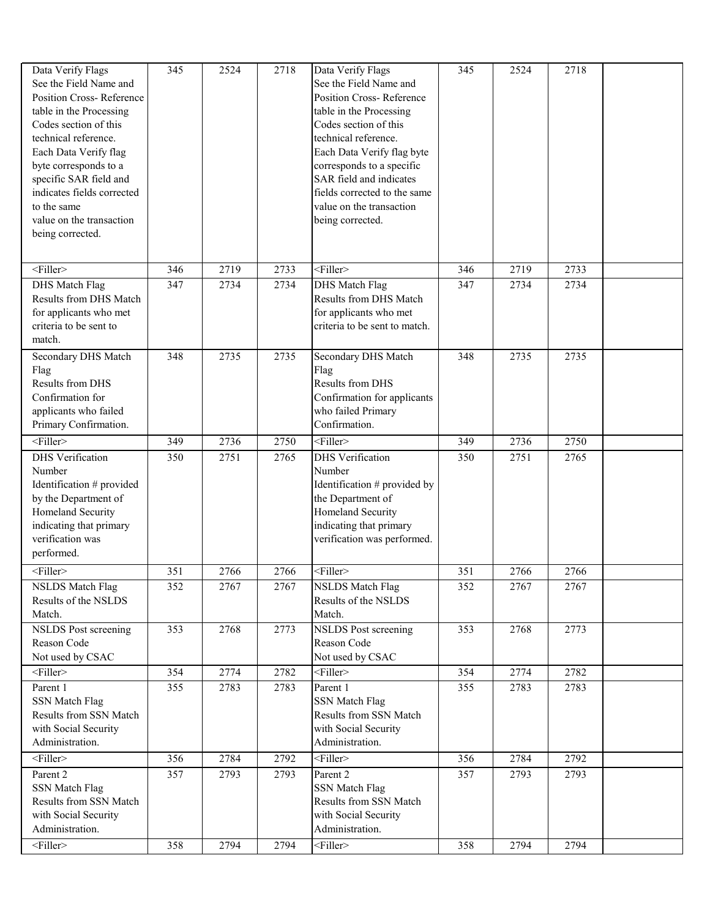| Data Verify Flags<br>See the Field Name and Position Cross- Reference table in the Processing Codes section of this technical reference.<br>Each Data Verify flag byte corresponds to a specific SAR field and indicates fields corrected to the same value on the transaction being corrected. | 345 | 2524 | 2718 | Data Verify Flags<br>See the Field Name and Position Cross- Reference table in the Processing Codes section of this technical reference.<br>Each Data Verify flag byte corresponds to a specific SAR field and indicates fields corrected to the same value on the transaction being corrected. | 345 | 2524 | 2718 | |
|---|---|---|---|---|---|---|---|---|
| <Filler> | 346 | 2719 | 2733 | <Filler> | 346 | 2719 | 2733 | |
| DHS Match Flag<br>Results from DHS Match for applicants who met criteria to be sent to match. | 347 | 2734 | 2734 | DHS Match Flag<br>Results from DHS Match for applicants who met criteria to be sent to match. | 347 | 2734 | 2734 | |
| Secondary DHS Match Flag<br>Results from DHS Confirmation for applicants who failed Primary Confirmation. | 348 | 2735 | 2735 | Secondary DHS Match Flag<br>Results from DHS Confirmation for applicants who failed Primary Confirmation. | 348 | 2735 | 2735 | |
| <Filler> | 349 | 2736 | 2750 | <Filler> | 349 | 2736 | 2750 | |
| DHS Verification Number<br>Identification # provided by the Department of Homeland Security indicating that primary verification was performed. | 350 | 2751 | 2765 | DHS Verification Number<br>Identification # provided by the Department of Homeland Security indicating that primary verification was performed. | 350 | 2751 | 2765 | |
| <Filler> | 351 | 2766 | 2766 | <Filler> | 351 | 2766 | 2766 | |
| NSLDS Match Flag<br>Results of the NSLDS Match. | 352 | 2767 | 2767 | NSLDS Match Flag<br>Results of the NSLDS Match. | 352 | 2767 | 2767 | |
| NSLDS Post screening Reason Code<br>Not used by CSAC | 353 | 2768 | 2773 | NSLDS Post screening Reason Code<br>Not used by CSAC | 353 | 2768 | 2773 | |
| <Filler> | 354 | 2774 | 2782 | <Filler> | 354 | 2774 | 2782 | |
| Parent 1<br>SSN Match Flag<br>Results from SSN Match with Social Security Administration. | 355 | 2783 | 2783 | Parent 1<br>SSN Match Flag<br>Results from SSN Match with Social Security Administration. | 355 | 2783 | 2783 | |
| <Filler> | 356 | 2784 | 2792 | <Filler> | 356 | 2784 | 2792 | |
| Parent 2<br>SSN Match Flag<br>Results from SSN Match with Social Security Administration. | 357 | 2793 | 2793 | Parent 2<br>SSN Match Flag<br>Results from SSN Match with Social Security Administration. | 357 | 2793 | 2793 | |
| <Filler> | 358 | 2794 | 2794 | <Filler> | 358 | 2794 | 2794 | |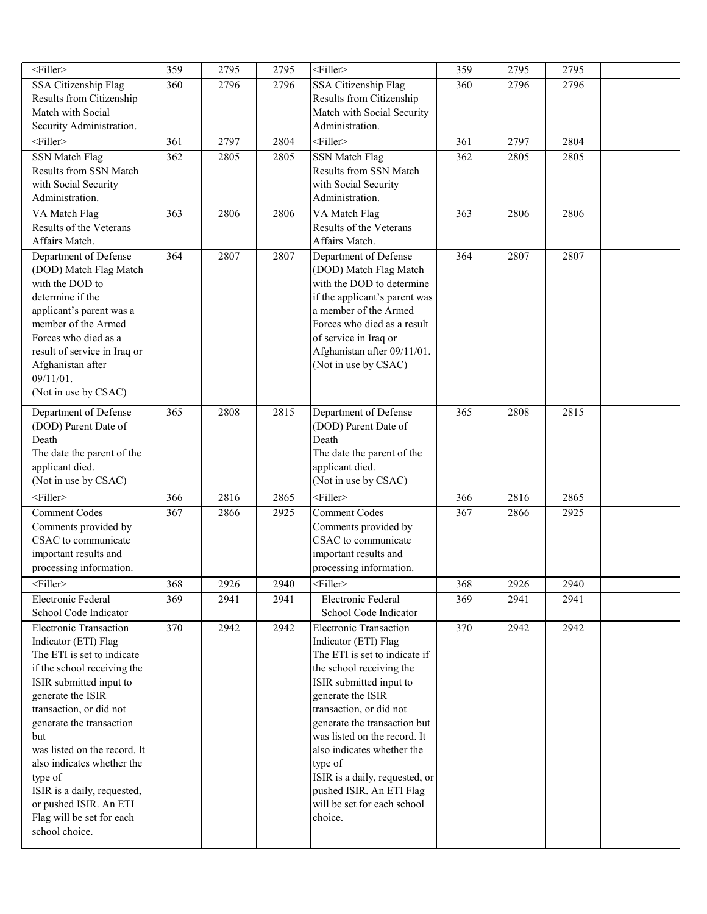| <Filler> | 359 | 2795 | 2795 | <Filler> | 359 | 2795 | 2795 | |
|---|---|---|---|---|---|---|---|---|
| SSA Citizenship Flag Results from Citizenship Match with Social Security Administration. | 360 | 2796 | 2796 | SSA Citizenship Flag Results from Citizenship Match with Social Security Administration. | 360 | 2796 | 2796 | |
| <Filler> | 361 | 2797 | 2804 | <Filler> | 361 | 2797 | 2804 | |
| SSN Match Flag Results from SSN Match with Social Security Administration. | 362 | 2805 | 2805 | SSN Match Flag Results from SSN Match with Social Security Administration. | 362 | 2805 | 2805 | |
| VA Match Flag Results of the Veterans Affairs Match. | 363 | 2806 | 2806 | VA Match Flag Results of the Veterans Affairs Match. | 363 | 2806 | 2806 | |
| Department of Defense (DOD) Match Flag Match with the DOD to determine if the applicant's parent was a member of the Armed Forces who died as a result of service in Iraq or Afghanistan after 09/11/01. (Not in use by CSAC) | 364 | 2807 | 2807 | Department of Defense (DOD) Match Flag Match with the DOD to determine if the applicant's parent was a member of the Armed Forces who died as a result of service in Iraq or Afghanistan after 09/11/01. (Not in use by CSAC) | 364 | 2807 | 2807 | |
| Department of Defense (DOD) Parent Date of Death The date the parent of the applicant died. (Not in use by CSAC) | 365 | 2808 | 2815 | Department of Defense (DOD) Parent Date of Death The date the parent of the applicant died. (Not in use by CSAC) | 365 | 2808 | 2815 | |
| <Filler> | 366 | 2816 | 2865 | <Filler> | 366 | 2816 | 2865 | |
| Comment Codes Comments provided by CSAC to communicate important results and processing information. | 367 | 2866 | 2925 | Comment Codes Comments provided by CSAC to communicate important results and processing information. | 367 | 2866 | 2925 | |
| <Filler> | 368 | 2926 | 2940 | <Filler> | 368 | 2926 | 2940 | |
| Electronic Federal School Code Indicator | 369 | 2941 | 2941 | Electronic Federal School Code Indicator | 369 | 2941 | 2941 | |
| Electronic Transaction Indicator (ETI) Flag The ETI is set to indicate if the school receiving the ISIR submitted input to generate the ISIR transaction, or did not generate the transaction but was listed on the record. It also indicates whether the type of ISIR is a daily, requested, or pushed ISIR. An ETI Flag will be set for each school choice. | 370 | 2942 | 2942 | Electronic Transaction Indicator (ETI) Flag The ETI is set to indicate if the school receiving the ISIR submitted input to generate the ISIR transaction, or did not generate the transaction but was listed on the record. It also indicates whether the type of ISIR is a daily, requested, or pushed ISIR. An ETI Flag will be set for each school choice. | 370 | 2942 | 2942 | |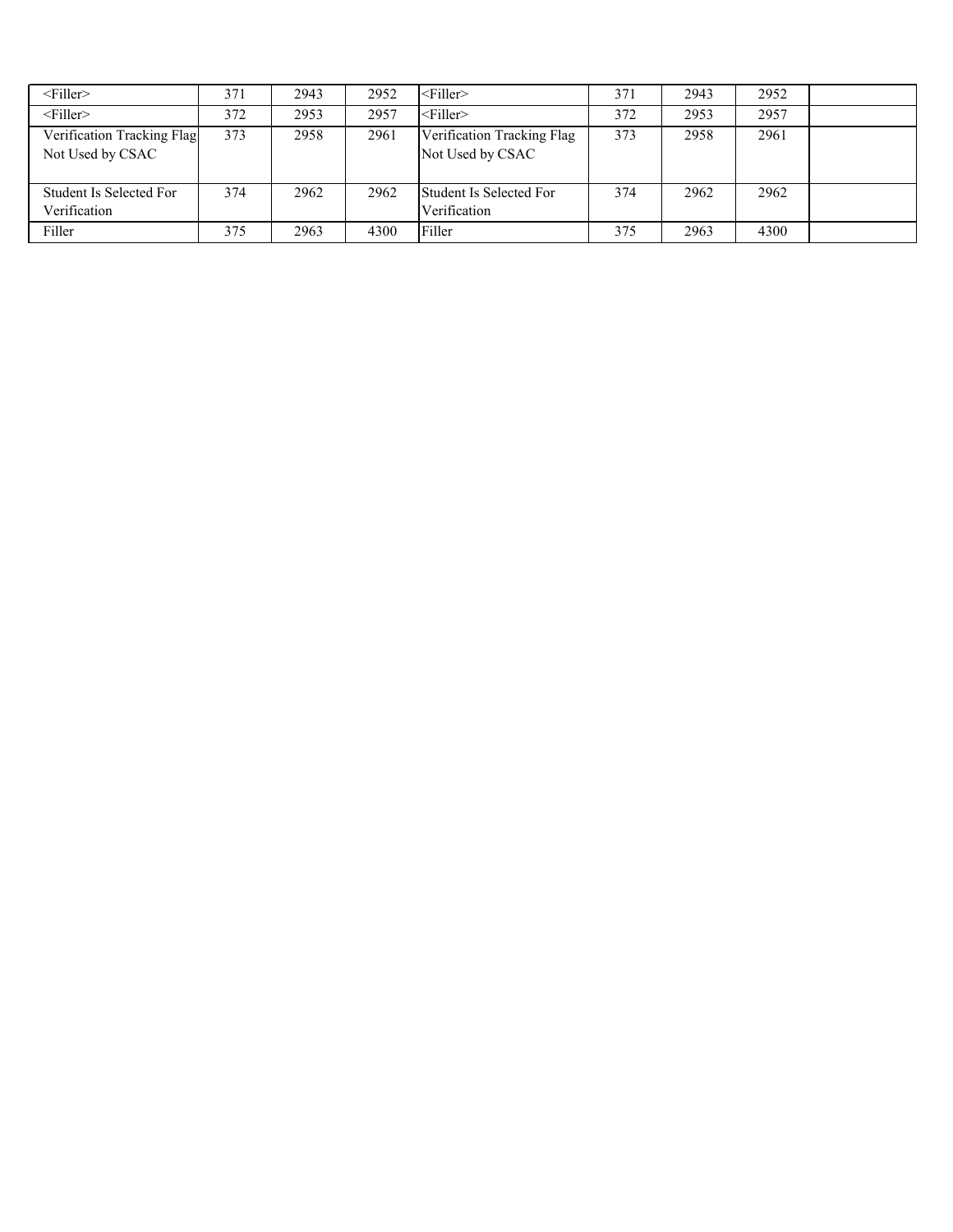| | | | | | | | | |
|---|---|---|---|---|---|---|---|---|
| <Filler> | 371 | 2943 | 2952 | <Filler> | 371 | 2943 | 2952 | |
| <Filler> | 372 | 2953 | 2957 | <Filler> | 372 | 2953 | 2957 | |
| Verification Tracking Flag Not Used by CSAC | 373 | 2958 | 2961 | Verification Tracking Flag Not Used by CSAC | 373 | 2958 | 2961 | |
| Student Is Selected For Verification | 374 | 2962 | 2962 | Student Is Selected For Verification | 374 | 2962 | 2962 | |
| Filler | 375 | 2963 | 4300 | Filler | 375 | 2963 | 4300 | |